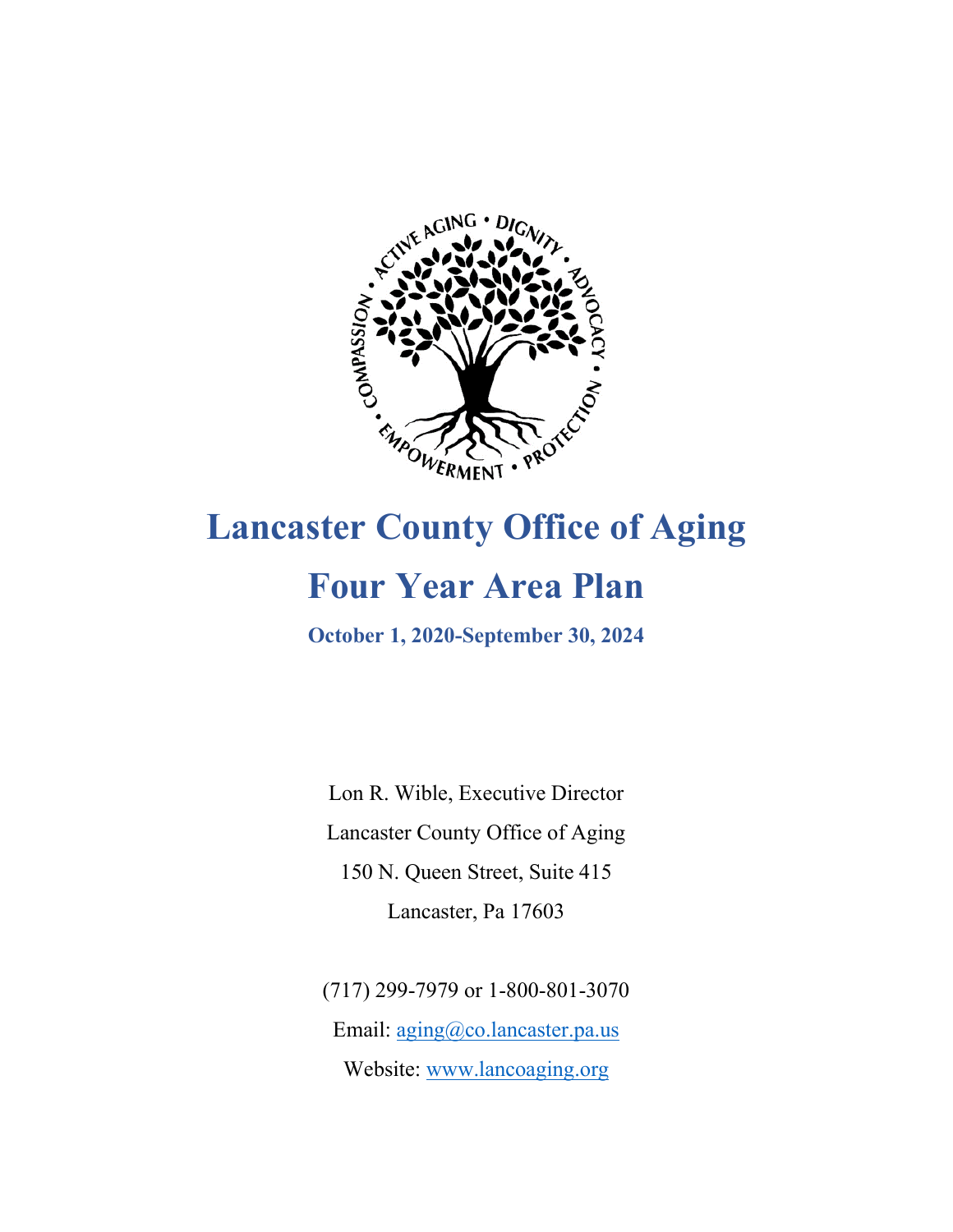# Lancaster County Office of Aging

# Four Year Area Plan

**October 1, 2020-September 30, 2024**

Lon R. Wible, Executive Director

Lancaster County Office of Aging

150 N. Queen Street, Suite 415

Lancaster, Pa 17603

(717) 299-7979 or 1-800-801-3070

Email: aging@co.lancaster.pa.us

Website: www.lancoaging.org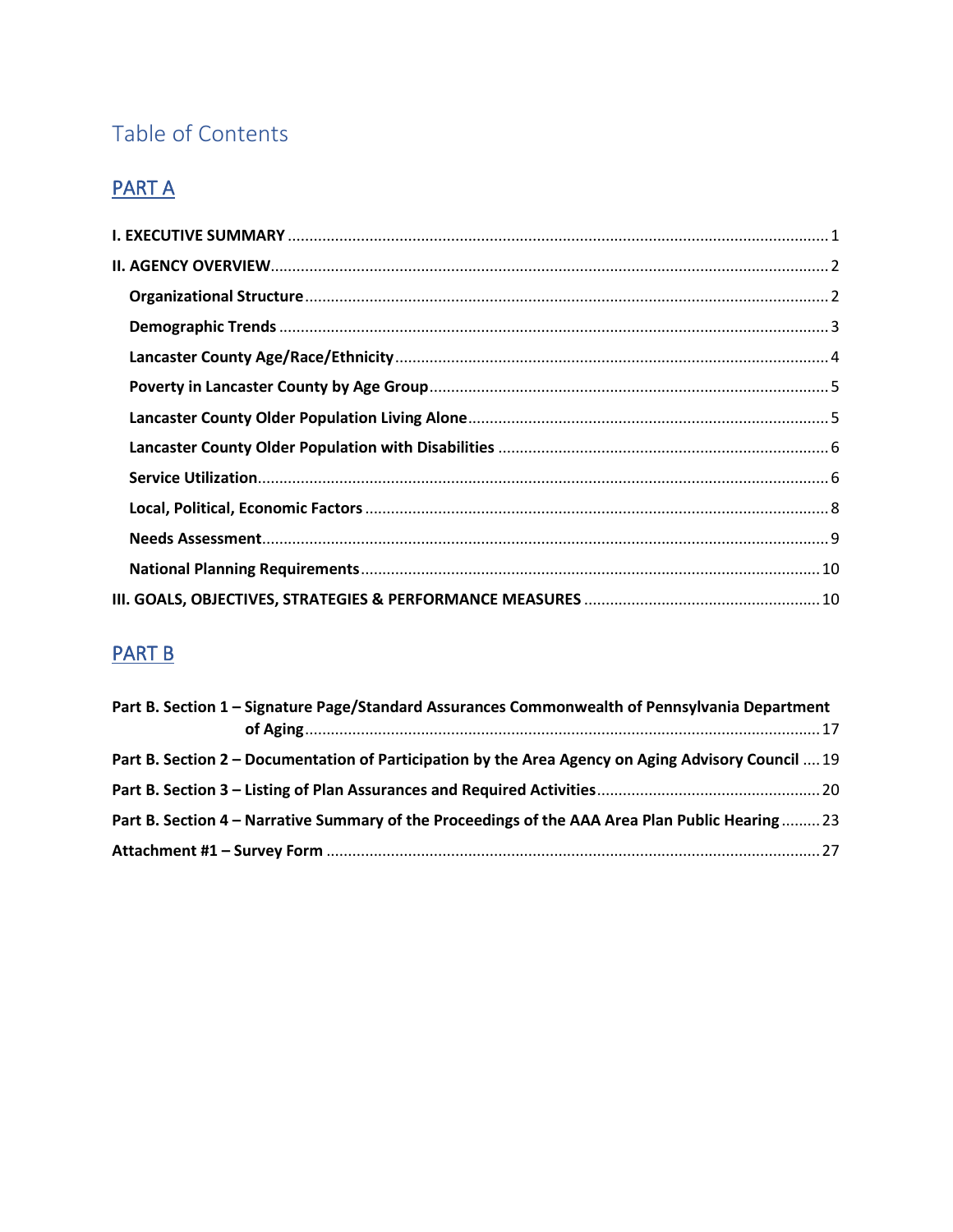# Table of Contents

## PART A

**I. EXECUTIVE SUMMARY** ........ 1

**II. AGENCY OVERVIEW** ........ 2

- **Organizational Structure** ........ 2
- **Demographic Trends** ........ 3
- **Lancaster County Age/Race/Ethnicity** ........ 4
- **Poverty in Lancaster County by Age Group** ........ 5
- **Lancaster County Older Population Living Alone** ........ 5
- **Lancaster County Older Population with Disabilities** ........ 6
- **Service Utilization** ........ 6
- **Local, Political, Economic Factors** ........ 8
- **Needs Assessment** ........ 9
- **National Planning Requirements** ........ 10

**III. GOALS, OBJECTIVES, STRATEGIES & PERFORMANCE MEASURES** ........ 10

## PART B

**Part B. Section 1 – Signature Page/Standard Assurances Commonwealth of Pennsylvania Department of Aging** ........ 17

**Part B. Section 2 – Documentation of Participation by the Area Agency on Aging Advisory Council** ........ 19

**Part B. Section 3 – Listing of Plan Assurances and Required Activities** ........ 20

**Part B. Section 4 – Narrative Summary of the Proceedings of the AAA Area Plan Public Hearing** ........ 23

**Attachment #1 – Survey Form** ........ 27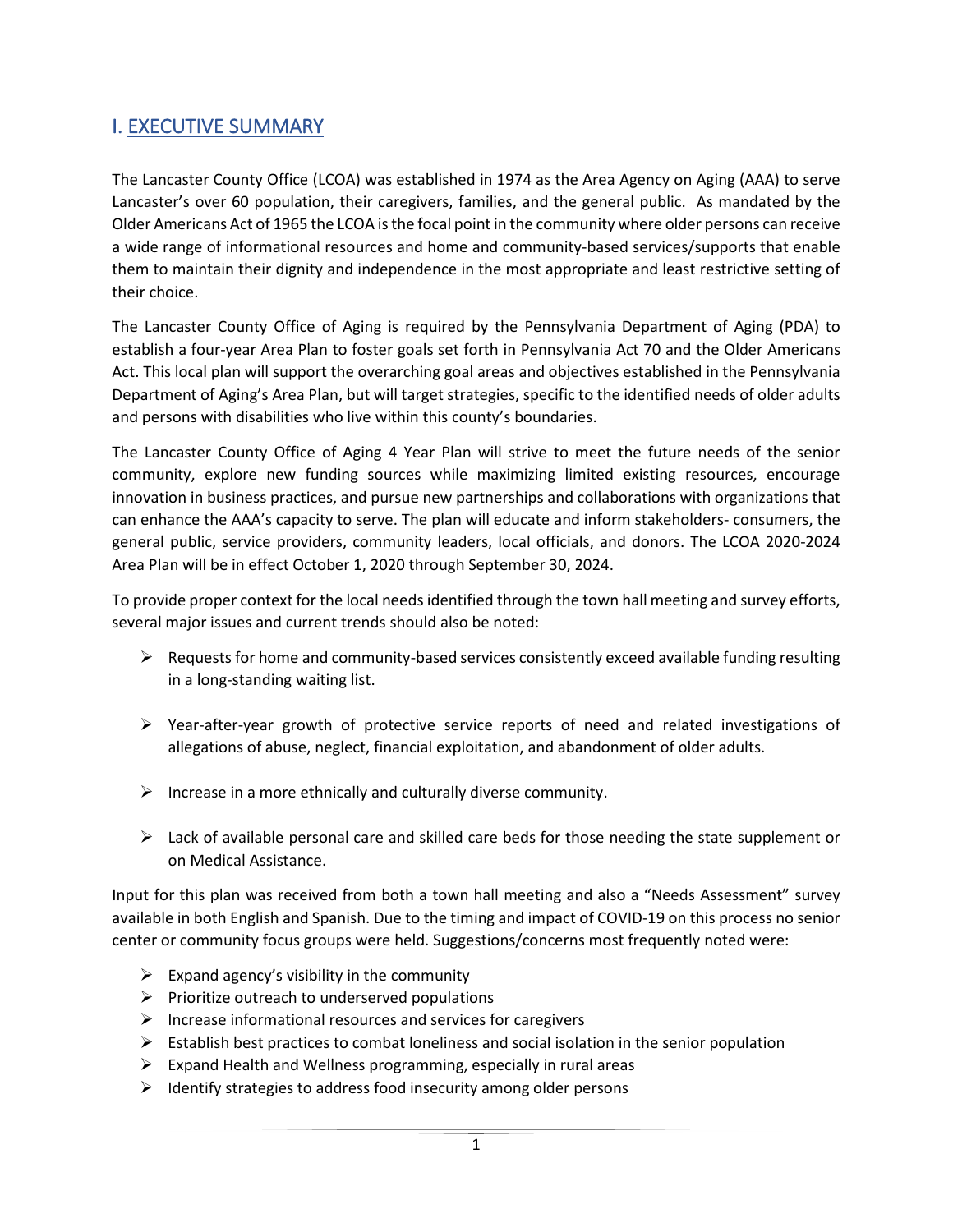# I. EXECUTIVE SUMMARY

The Lancaster County Office (LCOA) was established in 1974 as the Area Agency on Aging (AAA) to serve Lancaster's over 60 population, their caregivers, families, and the general public. As mandated by the Older Americans Act of 1965 the LCOA is the focal point in the community where older persons can receive a wide range of informational resources and home and community-based services/supports that enable them to maintain their dignity and independence in the most appropriate and least restrictive setting of their choice.

The Lancaster County Office of Aging is required by the Pennsylvania Department of Aging (PDA) to establish a four-year Area Plan to foster goals set forth in Pennsylvania Act 70 and the Older Americans Act. This local plan will support the overarching goal areas and objectives established in the Pennsylvania Department of Aging's Area Plan, but will target strategies, specific to the identified needs of older adults and persons with disabilities who live within this county's boundaries.

The Lancaster County Office of Aging 4 Year Plan will strive to meet the future needs of the senior community, explore new funding sources while maximizing limited existing resources, encourage innovation in business practices, and pursue new partnerships and collaborations with organizations that can enhance the AAA's capacity to serve. The plan will educate and inform stakeholders- consumers, the general public, service providers, community leaders, local officials, and donors. The LCOA 2020-2024 Area Plan will be in effect October 1, 2020 through September 30, 2024.

To provide proper context for the local needs identified through the town hall meeting and survey efforts, several major issues and current trends should also be noted:

- Requests for home and community-based services consistently exceed available funding resulting in a long-standing waiting list.
- Year-after-year growth of protective service reports of need and related investigations of allegations of abuse, neglect, financial exploitation, and abandonment of older adults.
- Increase in a more ethnically and culturally diverse community.
- Lack of available personal care and skilled care beds for those needing the state supplement or on Medical Assistance.

Input for this plan was received from both a town hall meeting and also a "Needs Assessment" survey available in both English and Spanish. Due to the timing and impact of COVID-19 on this process no senior center or community focus groups were held. Suggestions/concerns most frequently noted were:

- Expand agency's visibility in the community
- Prioritize outreach to underserved populations
- Increase informational resources and services for caregivers
- Establish best practices to combat loneliness and social isolation in the senior population
- Expand Health and Wellness programming, especially in rural areas
- Identify strategies to address food insecurity among older persons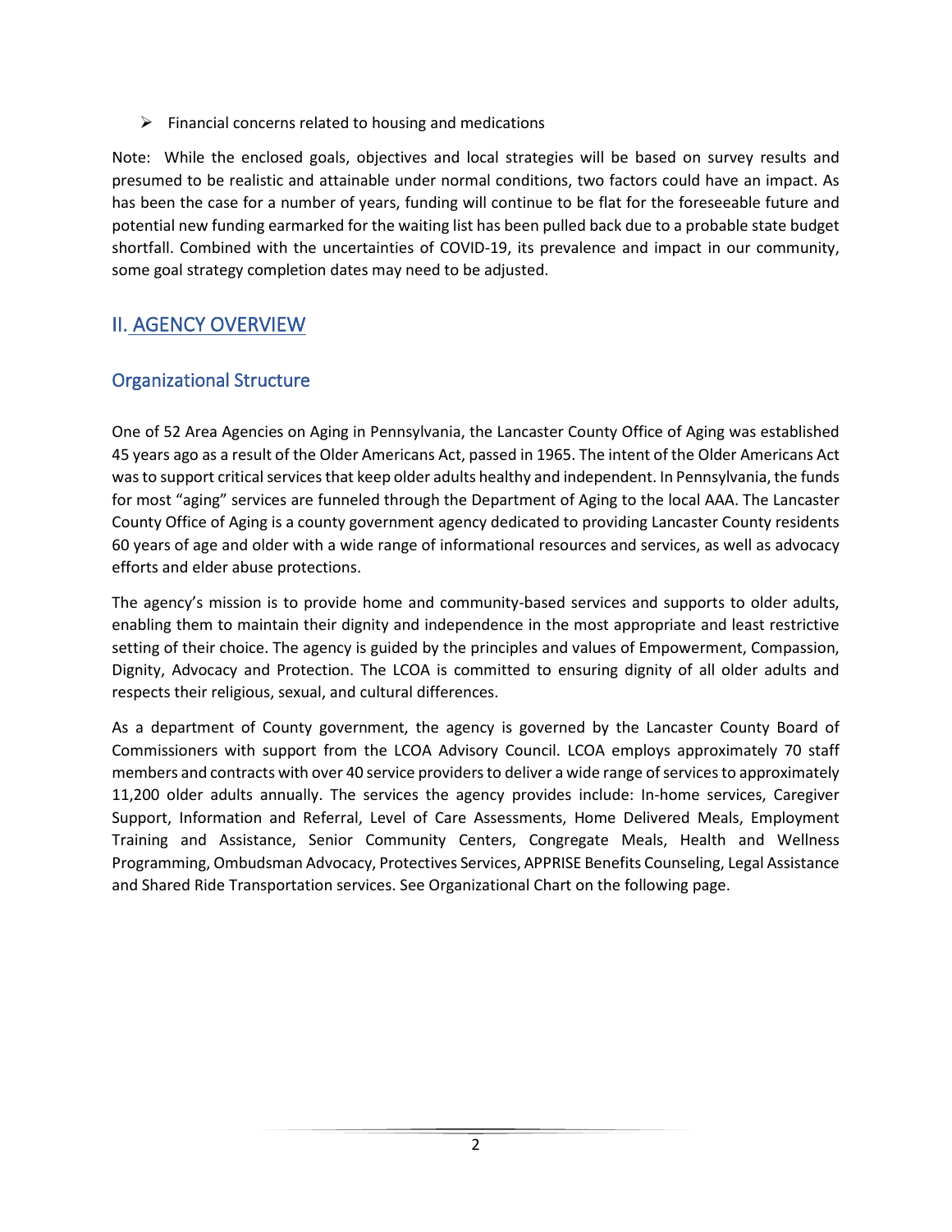- Financial concerns related to housing and medications

Note: While the enclosed goals, objectives and local strategies will be based on survey results and presumed to be realistic and attainable under normal conditions, two factors could have an impact. As has been the case for a number of years, funding will continue to be flat for the foreseeable future and potential new funding earmarked for the waiting list has been pulled back due to a probable state budget shortfall. Combined with the uncertainties of COVID-19, its prevalence and impact in our community, some goal strategy completion dates may need to be adjusted.

# II. AGENCY OVERVIEW

## Organizational Structure

One of 52 Area Agencies on Aging in Pennsylvania, the Lancaster County Office of Aging was established 45 years ago as a result of the Older Americans Act, passed in 1965. The intent of the Older Americans Act was to support critical services that keep older adults healthy and independent. In Pennsylvania, the funds for most "aging" services are funneled through the Department of Aging to the local AAA. The Lancaster County Office of Aging is a county government agency dedicated to providing Lancaster County residents 60 years of age and older with a wide range of informational resources and services, as well as advocacy efforts and elder abuse protections.

The agency's mission is to provide home and community-based services and supports to older adults, enabling them to maintain their dignity and independence in the most appropriate and least restrictive setting of their choice. The agency is guided by the principles and values of Empowerment, Compassion, Dignity, Advocacy and Protection. The LCOA is committed to ensuring dignity of all older adults and respects their religious, sexual, and cultural differences.

As a department of County government, the agency is governed by the Lancaster County Board of Commissioners with support from the LCOA Advisory Council. LCOA employs approximately 70 staff members and contracts with over 40 service providers to deliver a wide range of services to approximately 11,200 older adults annually. The services the agency provides include: In-home services, Caregiver Support, Information and Referral, Level of Care Assessments, Home Delivered Meals, Employment Training and Assistance, Senior Community Centers, Congregate Meals, Health and Wellness Programming, Ombudsman Advocacy, Protectives Services, APPRISE Benefits Counseling, Legal Assistance and Shared Ride Transportation services. See Organizational Chart on the following page.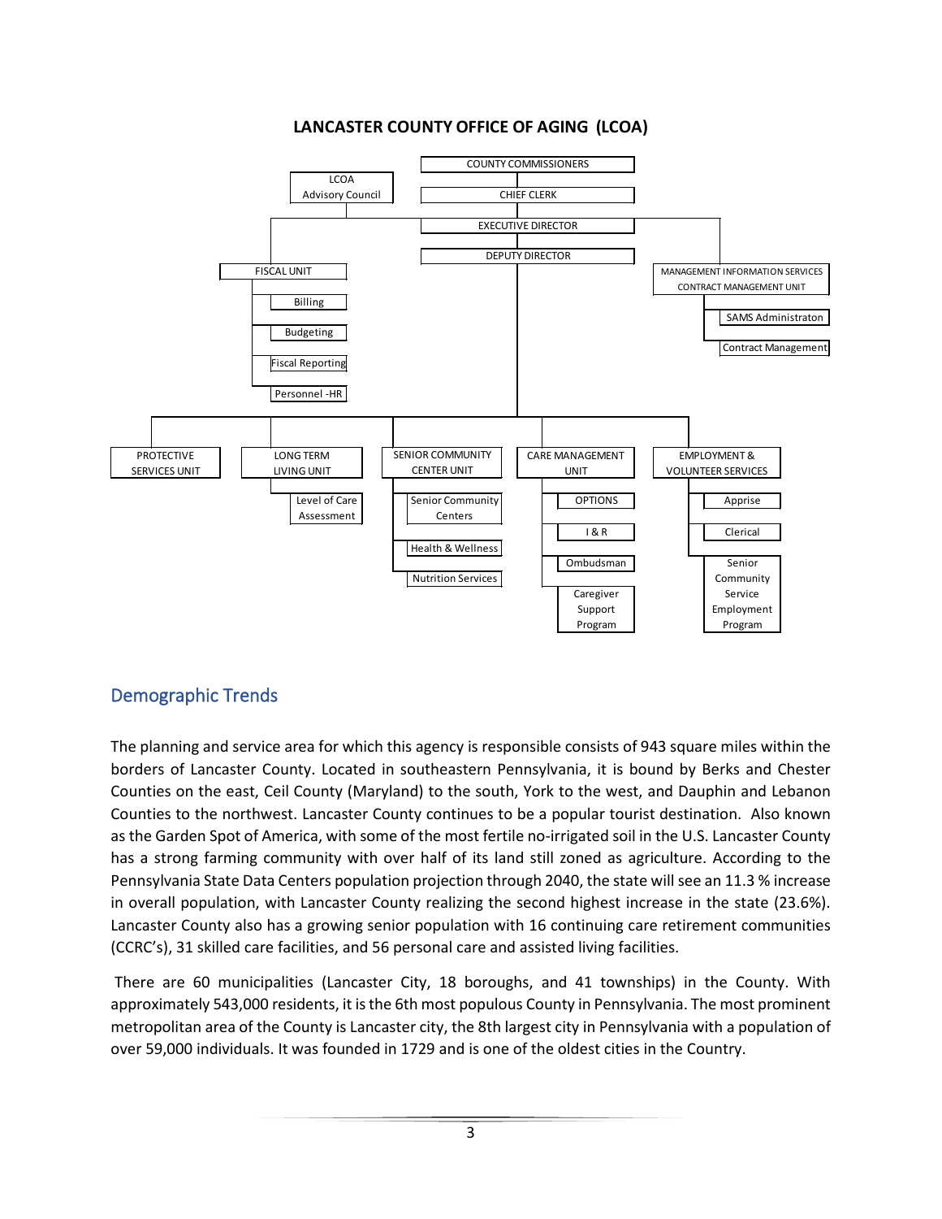**LANCASTER COUNTY OFFICE OF AGING (LCOA)**

COUNTY COMMISSIONERS

CHIEF CLERK

EXECUTIVE DIRECTOR

DEPUTY DIRECTOR

LCOA Advisory Council

FISCAL UNIT

Billing

Budgeting

Fiscal Reporting

Personnel -HR

MANAGEMENT INFORMATION SERVICES CONTRACT MANAGEMENT UNIT

SAMS Administraton

Contract Management

PROTECTIVE SERVICES UNIT

LONG TERM LIVING UNIT

Level of Care Assessment

SENIOR COMMUNITY CENTER UNIT

Senior Community Centers

Health & Wellness

Nutrition Services

CARE MANAGEMENT UNIT

OPTIONS

I & R

Ombudsman

Caregiver Support Program

EMPLOYMENT & VOLUNTEER SERVICES

Apprise

Clerical

Senior Community Service Employment Program

## Demographic Trends

The planning and service area for which this agency is responsible consists of 943 square miles within the borders of Lancaster County. Located in southeastern Pennsylvania, it is bound by Berks and Chester Counties on the east, Ceil County (Maryland) to the south, York to the west, and Dauphin and Lebanon Counties to the northwest. Lancaster County continues to be a popular tourist destination. Also known as the Garden Spot of America, with some of the most fertile no-irrigated soil in the U.S. Lancaster County has a strong farming community with over half of its land still zoned as agriculture. According to the Pennsylvania State Data Centers population projection through 2040, the state will see an 11.3 % increase in overall population, with Lancaster County realizing the second highest increase in the state (23.6%). Lancaster County also has a growing senior population with 16 continuing care retirement communities (CCRC's), 31 skilled care facilities, and 56 personal care and assisted living facilities.

There are 60 municipalities (Lancaster City, 18 boroughs, and 41 townships) in the County. With approximately 543,000 residents, it is the 6th most populous County in Pennsylvania. The most prominent metropolitan area of the County is Lancaster city, the 8th largest city in Pennsylvania with a population of over 59,000 individuals. It was founded in 1729 and is one of the oldest cities in the Country.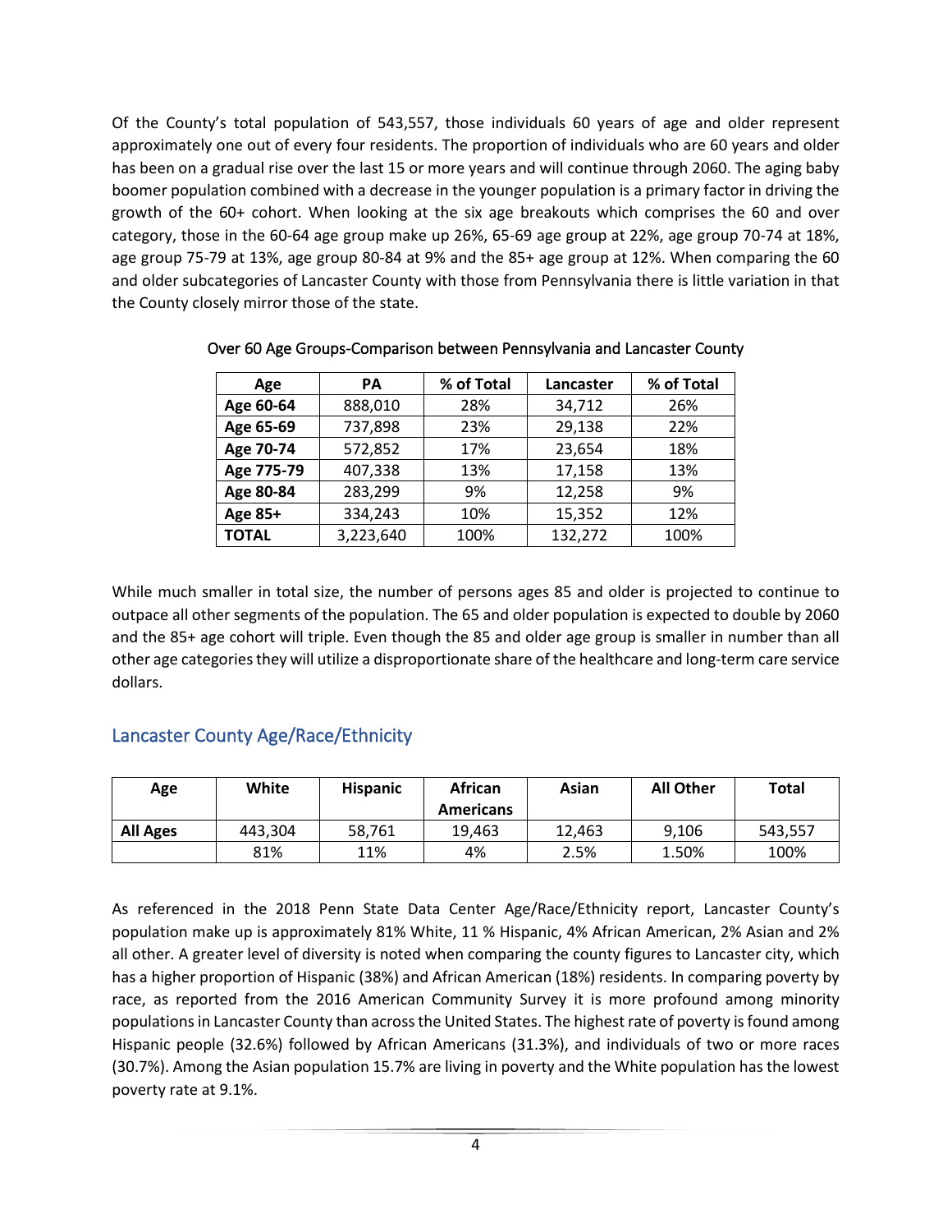Of the County's total population of 543,557, those individuals 60 years of age and older represent approximately one out of every four residents. The proportion of individuals who are 60 years and older has been on a gradual rise over the last 15 or more years and will continue through 2060. The aging baby boomer population combined with a decrease in the younger population is a primary factor in driving the growth of the 60+ cohort. When looking at the six age breakouts which comprises the 60 and over category, those in the 60-64 age group make up 26%, 65-69 age group at 22%, age group 70-74 at 18%, age group 75-79 at 13%, age group 80-84 at 9% and the 85+ age group at 12%. When comparing the 60 and older subcategories of Lancaster County with those from Pennsylvania there is little variation in that the County closely mirror those of the state.

Over 60 Age Groups-Comparison between Pennsylvania and Lancaster County

| Age | PA | % of Total | Lancaster | % of Total |
|---|---|---|---|---|
| **Age 60-64** | 888,010 | 28% | 34,712 | 26% |
| **Age 65-69** | 737,898 | 23% | 29,138 | 22% |
| **Age 70-74** | 572,852 | 17% | 23,654 | 18% |
| **Age 775-79** | 407,338 | 13% | 17,158 | 13% |
| **Age 80-84** | 283,299 | 9% | 12,258 | 9% |
| **Age 85+** | 334,243 | 10% | 15,352 | 12% |
| **TOTAL** | 3,223,640 | 100% | 132,272 | 100% |

While much smaller in total size, the number of persons ages 85 and older is projected to continue to outpace all other segments of the population. The 65 and older population is expected to double by 2060 and the 85+ age cohort will triple. Even though the 85 and older age group is smaller in number than all other age categories they will utilize a disproportionate share of the healthcare and long-term care service dollars.

## Lancaster County Age/Race/Ethnicity

| Age | White | Hispanic | African Americans | Asian | All Other | Total |
|---|---|---|---|---|---|---|
| **All Ages** | 443,304 | 58,761 | 19,463 | 12,463 | 9,106 | 543,557 |
| | 81% | 11% | 4% | 2.5% | 1.50% | 100% |

As referenced in the 2018 Penn State Data Center Age/Race/Ethnicity report, Lancaster County's population make up is approximately 81% White, 11 % Hispanic, 4% African American, 2% Asian and 2% all other. A greater level of diversity is noted when comparing the county figures to Lancaster city, which has a higher proportion of Hispanic (38%) and African American (18%) residents. In comparing poverty by race, as reported from the 2016 American Community Survey it is more profound among minority populations in Lancaster County than across the United States. The highest rate of poverty is found among Hispanic people (32.6%) followed by African Americans (31.3%), and individuals of two or more races (30.7%). Among the Asian population 15.7% are living in poverty and the White population has the lowest poverty rate at 9.1%.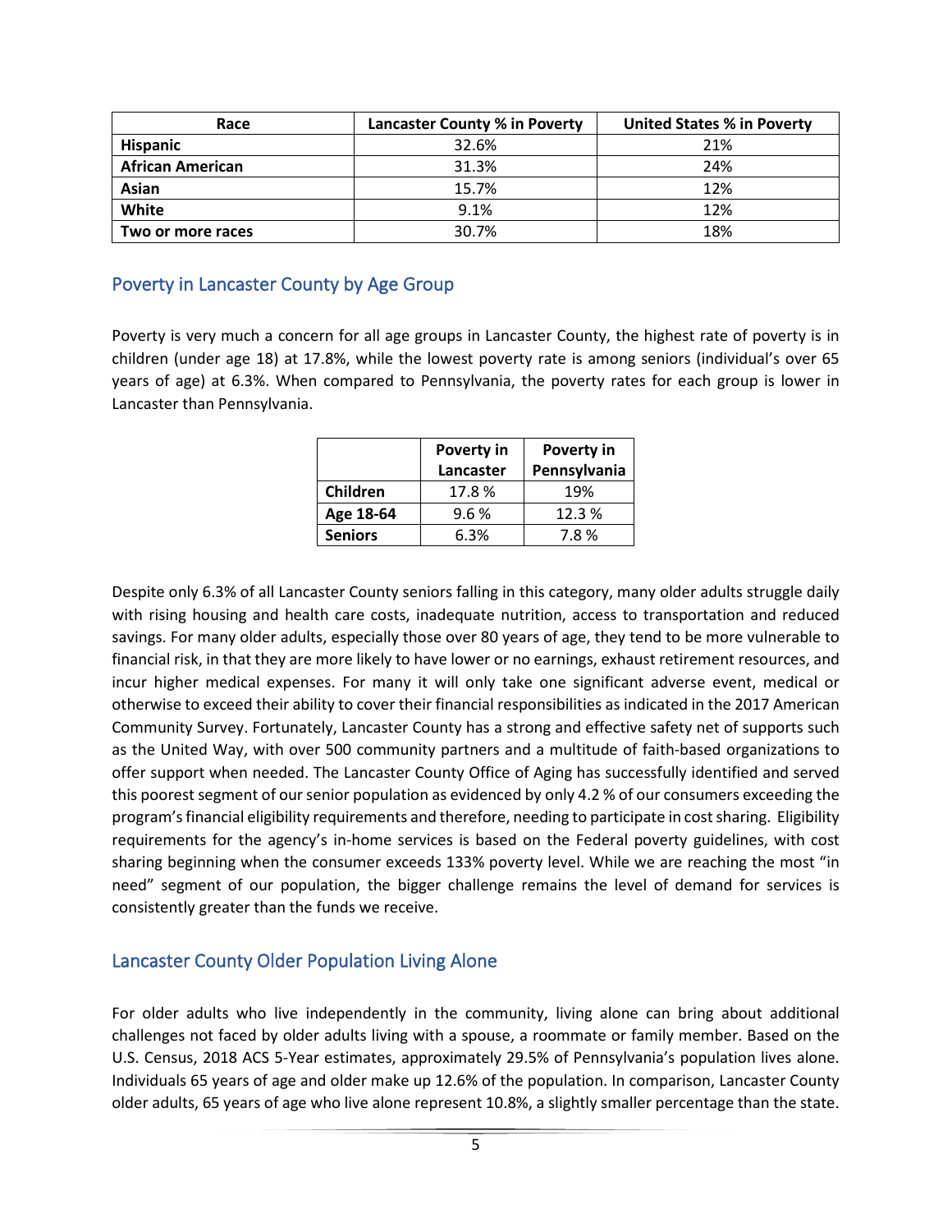| Race | Lancaster County % in Poverty | United States % in Poverty |
|---|---|---|
| **Hispanic** | 32.6% | 21% |
| **African American** | 31.3% | 24% |
| **Asian** | 15.7% | 12% |
| **White** | 9.1% | 12% |
| **Two or more races** | 30.7% | 18% |

## Poverty in Lancaster County by Age Group

Poverty is very much a concern for all age groups in Lancaster County, the highest rate of poverty is in children (under age 18) at 17.8%, while the lowest poverty rate is among seniors (individual's over 65 years of age) at 6.3%. When compared to Pennsylvania, the poverty rates for each group is lower in Lancaster than Pennsylvania.

| | Poverty in Lancaster | Poverty in Pennsylvania |
|---|---|---|
| **Children** | 17.8 % | 19% |
| **Age 18-64** | 9.6 % | 12.3 % |
| **Seniors** | 6.3% | 7.8 % |

Despite only 6.3% of all Lancaster County seniors falling in this category, many older adults struggle daily with rising housing and health care costs, inadequate nutrition, access to transportation and reduced savings. For many older adults, especially those over 80 years of age, they tend to be more vulnerable to financial risk, in that they are more likely to have lower or no earnings, exhaust retirement resources, and incur higher medical expenses. For many it will only take one significant adverse event, medical or otherwise to exceed their ability to cover their financial responsibilities as indicated in the 2017 American Community Survey. Fortunately, Lancaster County has a strong and effective safety net of supports such as the United Way, with over 500 community partners and a multitude of faith-based organizations to offer support when needed. The Lancaster County Office of Aging has successfully identified and served this poorest segment of our senior population as evidenced by only 4.2 % of our consumers exceeding the program's financial eligibility requirements and therefore, needing to participate in cost sharing. Eligibility requirements for the agency's in-home services is based on the Federal poverty guidelines, with cost sharing beginning when the consumer exceeds 133% poverty level. While we are reaching the most "in need" segment of our population, the bigger challenge remains the level of demand for services is consistently greater than the funds we receive.

## Lancaster County Older Population Living Alone

For older adults who live independently in the community, living alone can bring about additional challenges not faced by older adults living with a spouse, a roommate or family member. Based on the U.S. Census, 2018 ACS 5-Year estimates, approximately 29.5% of Pennsylvania's population lives alone. Individuals 65 years of age and older make up 12.6% of the population. In comparison, Lancaster County older adults, 65 years of age who live alone represent 10.8%, a slightly smaller percentage than the state.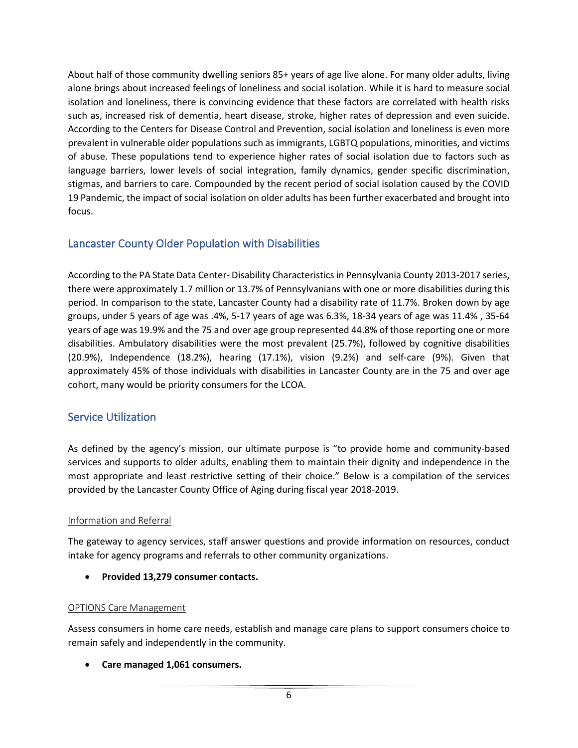About half of those community dwelling seniors 85+ years of age live alone. For many older adults, living alone brings about increased feelings of loneliness and social isolation. While it is hard to measure social isolation and loneliness, there is convincing evidence that these factors are correlated with health risks such as, increased risk of dementia, heart disease, stroke, higher rates of depression and even suicide. According to the Centers for Disease Control and Prevention, social isolation and loneliness is even more prevalent in vulnerable older populations such as immigrants, LGBTQ populations, minorities, and victims of abuse. These populations tend to experience higher rates of social isolation due to factors such as language barriers, lower levels of social integration, family dynamics, gender specific discrimination, stigmas, and barriers to care. Compounded by the recent period of social isolation caused by the COVID 19 Pandemic, the impact of social isolation on older adults has been further exacerbated and brought into focus.

## Lancaster County Older Population with Disabilities

According to the PA State Data Center- Disability Characteristics in Pennsylvania County 2013-2017 series, there were approximately 1.7 million or 13.7% of Pennsylvanians with one or more disabilities during this period. In comparison to the state, Lancaster County had a disability rate of 11.7%. Broken down by age groups, under 5 years of age was .4%, 5-17 years of age was 6.3%, 18-34 years of age was 11.4% , 35-64 years of age was 19.9% and the 75 and over age group represented 44.8% of those reporting one or more disabilities. Ambulatory disabilities were the most prevalent (25.7%), followed by cognitive disabilities (20.9%), Independence (18.2%), hearing (17.1%), vision (9.2%) and self-care (9%). Given that approximately 45% of those individuals with disabilities in Lancaster County are in the 75 and over age cohort, many would be priority consumers for the LCOA.

## Service Utilization

As defined by the agency's mission, our ultimate purpose is "to provide home and community-based services and supports to older adults, enabling them to maintain their dignity and independence in the most appropriate and least restrictive setting of their choice." Below is a compilation of the services provided by the Lancaster County Office of Aging during fiscal year 2018-2019.

### Information and Referral

The gateway to agency services, staff answer questions and provide information on resources, conduct intake for agency programs and referrals to other community organizations.

- **Provided 13,279 consumer contacts.**

### OPTIONS Care Management

Assess consumers in home care needs, establish and manage care plans to support consumers choice to remain safely and independently in the community.

- **Care managed 1,061 consumers.**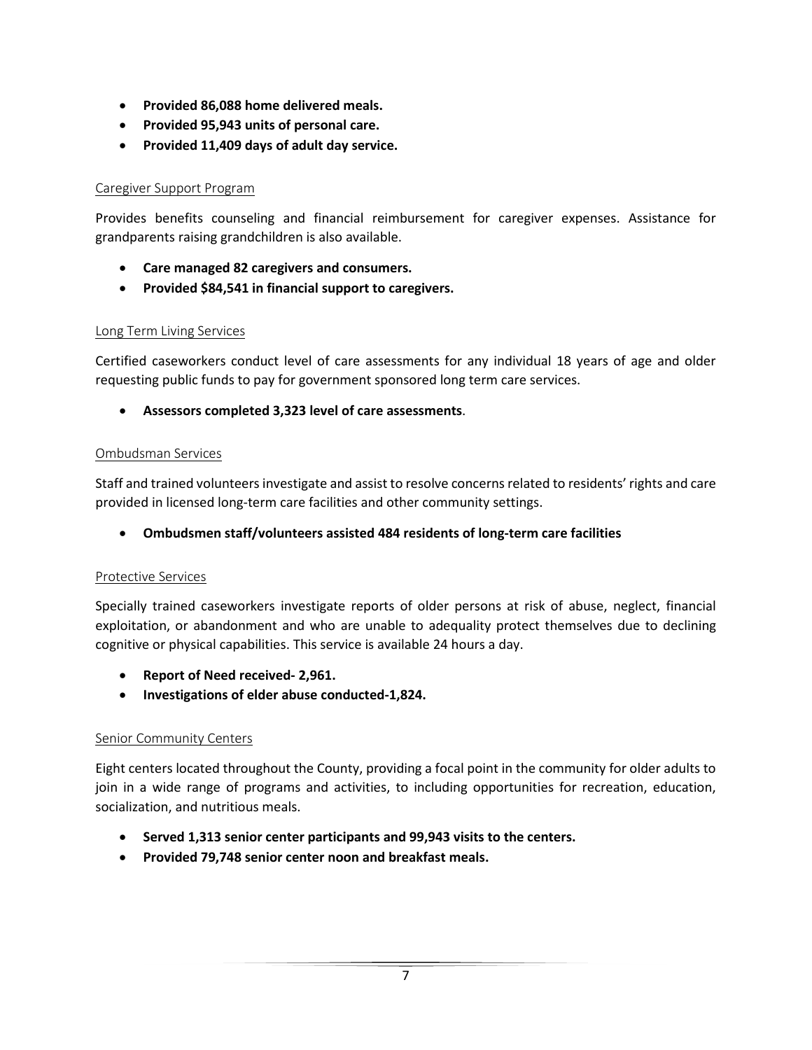- **Provided 86,088 home delivered meals.**
- **Provided 95,943 units of personal care.**
- **Provided 11,409 days of adult day service.**

### Caregiver Support Program

Provides benefits counseling and financial reimbursement for caregiver expenses. Assistance for grandparents raising grandchildren is also available.

- **Care managed 82 caregivers and consumers.**
- **Provided $84,541 in financial support to caregivers.**

### Long Term Living Services

Certified caseworkers conduct level of care assessments for any individual 18 years of age and older requesting public funds to pay for government sponsored long term care services.

- **Assessors completed 3,323 level of care assessments**.

### Ombudsman Services

Staff and trained volunteers investigate and assist to resolve concerns related to residents' rights and care provided in licensed long-term care facilities and other community settings.

- **Ombudsmen staff/volunteers assisted 484 residents of long-term care facilities**

### Protective Services

Specially trained caseworkers investigate reports of older persons at risk of abuse, neglect, financial exploitation, or abandonment and who are unable to adequality protect themselves due to declining cognitive or physical capabilities. This service is available 24 hours a day.

- **Report of Need received- 2,961.**
- **Investigations of elder abuse conducted-1,824.**

### Senior Community Centers

Eight centers located throughout the County, providing a focal point in the community for older adults to join in a wide range of programs and activities, to including opportunities for recreation, education, socialization, and nutritious meals.

- **Served 1,313 senior center participants and 99,943 visits to the centers.**
- **Provided 79,748 senior center noon and breakfast meals.**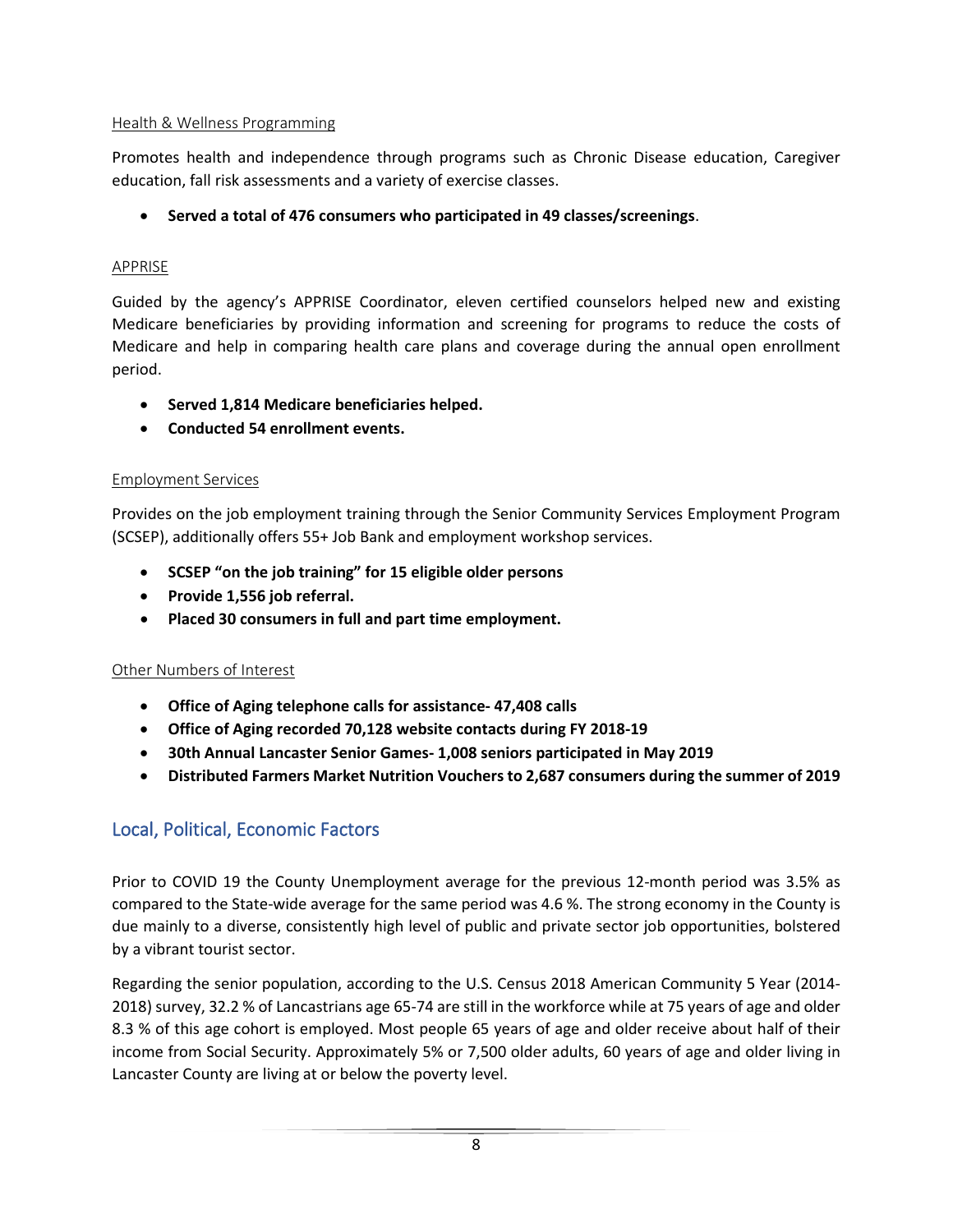### Health & Wellness Programming

Promotes health and independence through programs such as Chronic Disease education, Caregiver education, fall risk assessments and a variety of exercise classes.

- **Served a total of 476 consumers who participated in 49 classes/screenings**.

### APPRISE

Guided by the agency's APPRISE Coordinator, eleven certified counselors helped new and existing Medicare beneficiaries by providing information and screening for programs to reduce the costs of Medicare and help in comparing health care plans and coverage during the annual open enrollment period.

- **Served 1,814 Medicare beneficiaries helped.**
- **Conducted 54 enrollment events.**

### Employment Services

Provides on the job employment training through the Senior Community Services Employment Program (SCSEP), additionally offers 55+ Job Bank and employment workshop services.

- **SCSEP "on the job training" for 15 eligible older persons**
- **Provide 1,556 job referral.**
- **Placed 30 consumers in full and part time employment.**

### Other Numbers of Interest

- **Office of Aging telephone calls for assistance- 47,408 calls**
- **Office of Aging recorded 70,128 website contacts during FY 2018-19**
- **30th Annual Lancaster Senior Games- 1,008 seniors participated in May 2019**
- **Distributed Farmers Market Nutrition Vouchers to 2,687 consumers during the summer of 2019**

## Local, Political, Economic Factors

Prior to COVID 19 the County Unemployment average for the previous 12-month period was 3.5% as compared to the State-wide average for the same period was 4.6 %. The strong economy in the County is due mainly to a diverse, consistently high level of public and private sector job opportunities, bolstered by a vibrant tourist sector.

Regarding the senior population, according to the U.S. Census 2018 American Community 5 Year (2014-2018) survey, 32.2 % of Lancastrians age 65-74 are still in the workforce while at 75 years of age and older 8.3 % of this age cohort is employed. Most people 65 years of age and older receive about half of their income from Social Security. Approximately 5% or 7,500 older adults, 60 years of age and older living in Lancaster County are living at or below the poverty level.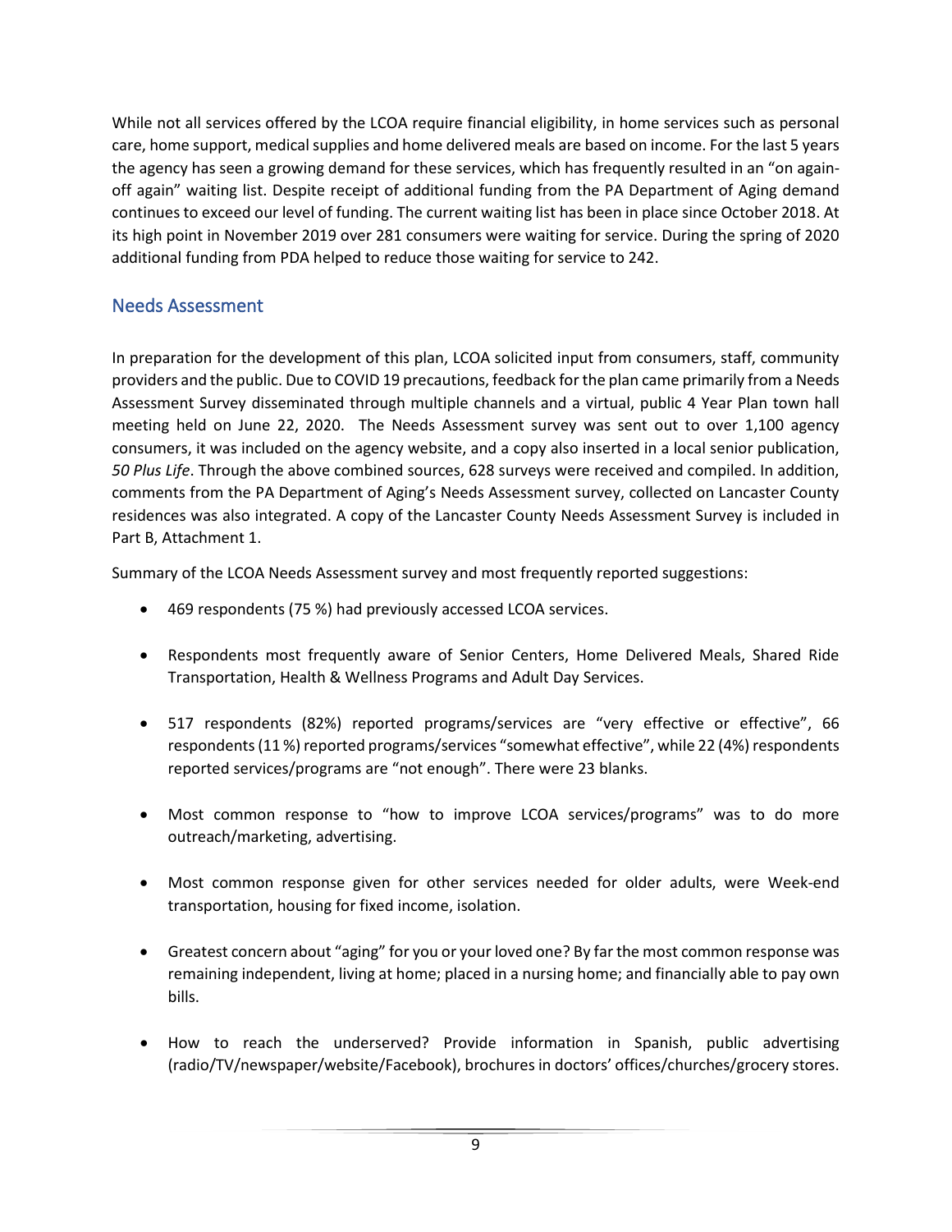While not all services offered by the LCOA require financial eligibility, in home services such as personal care, home support, medical supplies and home delivered meals are based on income. For the last 5 years the agency has seen a growing demand for these services, which has frequently resulted in an "on again-off again" waiting list. Despite receipt of additional funding from the PA Department of Aging demand continues to exceed our level of funding. The current waiting list has been in place since October 2018. At its high point in November 2019 over 281 consumers were waiting for service. During the spring of 2020 additional funding from PDA helped to reduce those waiting for service to 242.

## Needs Assessment

In preparation for the development of this plan, LCOA solicited input from consumers, staff, community providers and the public. Due to COVID 19 precautions, feedback for the plan came primarily from a Needs Assessment Survey disseminated through multiple channels and a virtual, public 4 Year Plan town hall meeting held on June 22, 2020. The Needs Assessment survey was sent out to over 1,100 agency consumers, it was included on the agency website, and a copy also inserted in a local senior publication, *50 Plus Life*. Through the above combined sources, 628 surveys were received and compiled. In addition, comments from the PA Department of Aging's Needs Assessment survey, collected on Lancaster County residences was also integrated. A copy of the Lancaster County Needs Assessment Survey is included in Part B, Attachment 1.

Summary of the LCOA Needs Assessment survey and most frequently reported suggestions:

- 469 respondents (75 %) had previously accessed LCOA services.
- Respondents most frequently aware of Senior Centers, Home Delivered Meals, Shared Ride Transportation, Health & Wellness Programs and Adult Day Services.
- 517 respondents (82%) reported programs/services are "very effective or effective", 66 respondents (11 %) reported programs/services "somewhat effective", while 22 (4%) respondents reported services/programs are "not enough". There were 23 blanks.
- Most common response to "how to improve LCOA services/programs" was to do more outreach/marketing, advertising.
- Most common response given for other services needed for older adults, were Week-end transportation, housing for fixed income, isolation.
- Greatest concern about "aging" for you or your loved one? By far the most common response was remaining independent, living at home; placed in a nursing home; and financially able to pay own bills.
- How to reach the underserved? Provide information in Spanish, public advertising (radio/TV/newspaper/website/Facebook), brochures in doctors' offices/churches/grocery stores.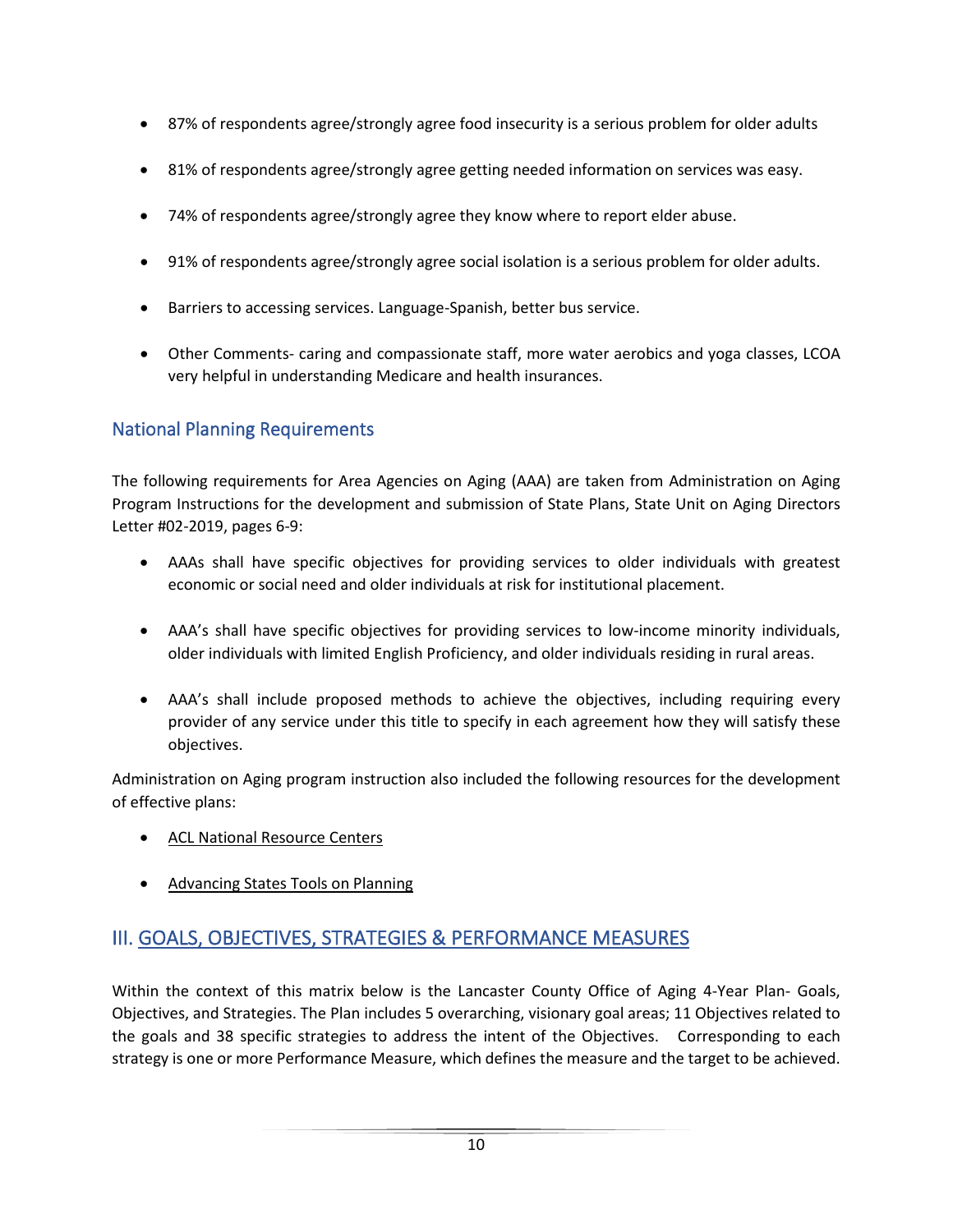- 87% of respondents agree/strongly agree food insecurity is a serious problem for older adults
- 81% of respondents agree/strongly agree getting needed information on services was easy.
- 74% of respondents agree/strongly agree they know where to report elder abuse.
- 91% of respondents agree/strongly agree social isolation is a serious problem for older adults.
- Barriers to accessing services. Language-Spanish, better bus service.
- Other Comments- caring and compassionate staff, more water aerobics and yoga classes, LCOA very helpful in understanding Medicare and health insurances.

## National Planning Requirements

The following requirements for Area Agencies on Aging (AAA) are taken from Administration on Aging Program Instructions for the development and submission of State Plans, State Unit on Aging Directors Letter #02-2019, pages 6-9:

- AAAs shall have specific objectives for providing services to older individuals with greatest economic or social need and older individuals at risk for institutional placement.
- AAA's shall have specific objectives for providing services to low-income minority individuals, older individuals with limited English Proficiency, and older individuals residing in rural areas.
- AAA's shall include proposed methods to achieve the objectives, including requiring every provider of any service under this title to specify in each agreement how they will satisfy these objectives.

Administration on Aging program instruction also included the following resources for the development of effective plans:

- ACL National Resource Centers
- Advancing States Tools on Planning

# III. GOALS, OBJECTIVES, STRATEGIES & PERFORMANCE MEASURES

Within the context of this matrix below is the Lancaster County Office of Aging 4-Year Plan- Goals, Objectives, and Strategies. The Plan includes 5 overarching, visionary goal areas; 11 Objectives related to the goals and 38 specific strategies to address the intent of the Objectives. Corresponding to each strategy is one or more Performance Measure, which defines the measure and the target to be achieved.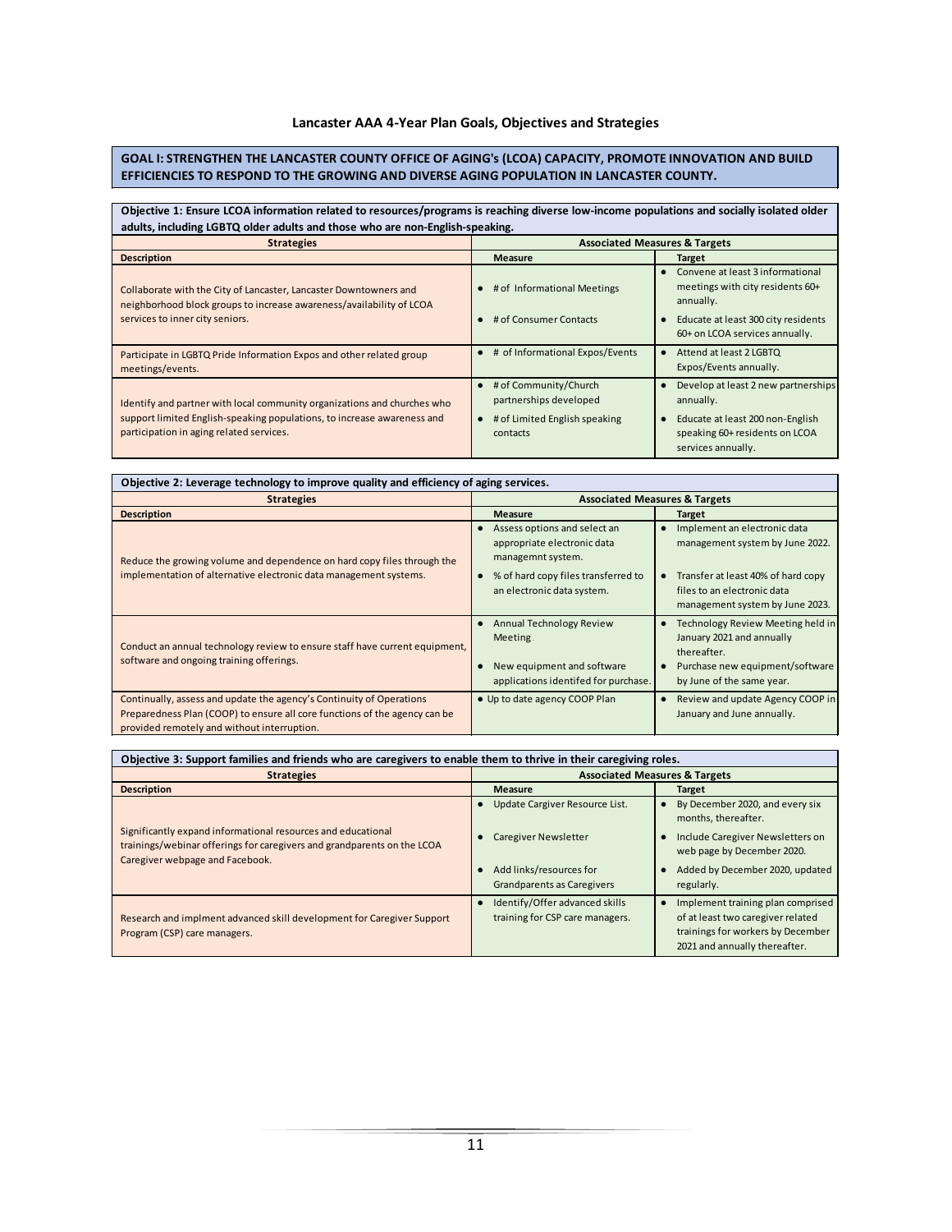## Lancaster AAA 4-Year Plan Goals, Objectives and Strategies

### GOAL I: STRENGTHEN THE LANCASTER COUNTY OFFICE OF AGING's (LCOA) CAPACITY, PROMOTE INNOVATION AND BUILD EFFICIENCIES TO RESPOND TO THE GROWING AND DIVERSE AGING POPULATION IN LANCASTER COUNTY.

**Objective 1: Ensure LCOA information related to resources/programs is reaching diverse low-income populations and socially isolated older adults, including LGBTQ older adults and those who are non-English-speaking.**

| Strategies | Associated Measures & Targets | |
|---|---|---|
| **Description** | **Measure** | **Target** |
| Collaborate with the City of Lancaster, Lancaster Downtowners and neighborhood block groups to increase awareness/availability of LCOA services to inner city seniors. | • # of Informational Meetings<br>• # of Consumer Contacts | • Convene at least 3 informational meetings with city residents 60+ annually.<br>• Educate at least 300 city residents 60+ on LCOA services annually. |
| Participate in LGBTQ Pride Information Expos and other related group meetings/events. | • # of Informational Expos/Events | • Attend at least 2 LGBTQ Expos/Events annually. |
| Identify and partner with local community organizations and churches who support limited English-speaking populations, to increase awareness and participation in aging related services. | • # of Community/Church partnerships developed<br>• # of Limited English speaking contacts | • Develop at least 2 new partnerships annually.<br>• Educate at least 200 non-English speaking 60+ residents on LCOA services annually. |

**Objective 2: Leverage technology to improve quality and efficiency of aging services.**

| Strategies | Associated Measures & Targets | |
|---|---|---|
| **Description** | **Measure** | **Target** |
| Reduce the growing volume and dependence on hard copy files through the implementation of alternative electronic data management systems. | • Assess options and select an appropriate electronic data managemnt system.<br>• % of hard copy files transferred to an electronic data system. | • Implement an electronic data management system by June 2022.<br>• Transfer at least 40% of hard copy files to an electronic data management system by June 2023. |
| Conduct an annual technology review to ensure staff have current equipment, software and ongoing training offerings. | • Annual Technology Review Meeting<br>• New equipment and software applications identifed for purchase. | • Technology Review Meeting held in January 2021 and annually thereafter.<br>• Purchase new equipment/software by June of the same year. |
| Continually, assess and update the agency's Continuity of Operations Preparedness Plan (COOP) to ensure all core functions of the agency can be provided remotely and without interruption. | • Up to date agency COOP Plan | • Review and update Agency COOP in January and June annually. |

**Objective 3: Support families and friends who are caregivers to enable them to thrive in their caregiving roles.**

| Strategies | Associated Measures & Targets | |
|---|---|---|
| **Description** | **Measure** | **Target** |
| Significantly expand informational resources and educational trainings/webinar offerings for caregivers and grandparents on the LCOA Caregiver webpage and Facebook. | • Update Cargiver Resource List.<br>• Caregiver Newsletter<br>• Add links/resources for Grandparents as Caregivers | • By December 2020, and every six months, thereafter.<br>• Include Caregiver Newsletters on web page by December 2020.<br>• Added by December 2020, updated regularly. |
| Research and implment advanced skill development for Caregiver Support Program (CSP) care managers. | • Identify/Offer advanced skills training for CSP care managers. | • Implement training plan comprised of at least two caregiver related trainings for workers by December 2021 and annually thereafter. |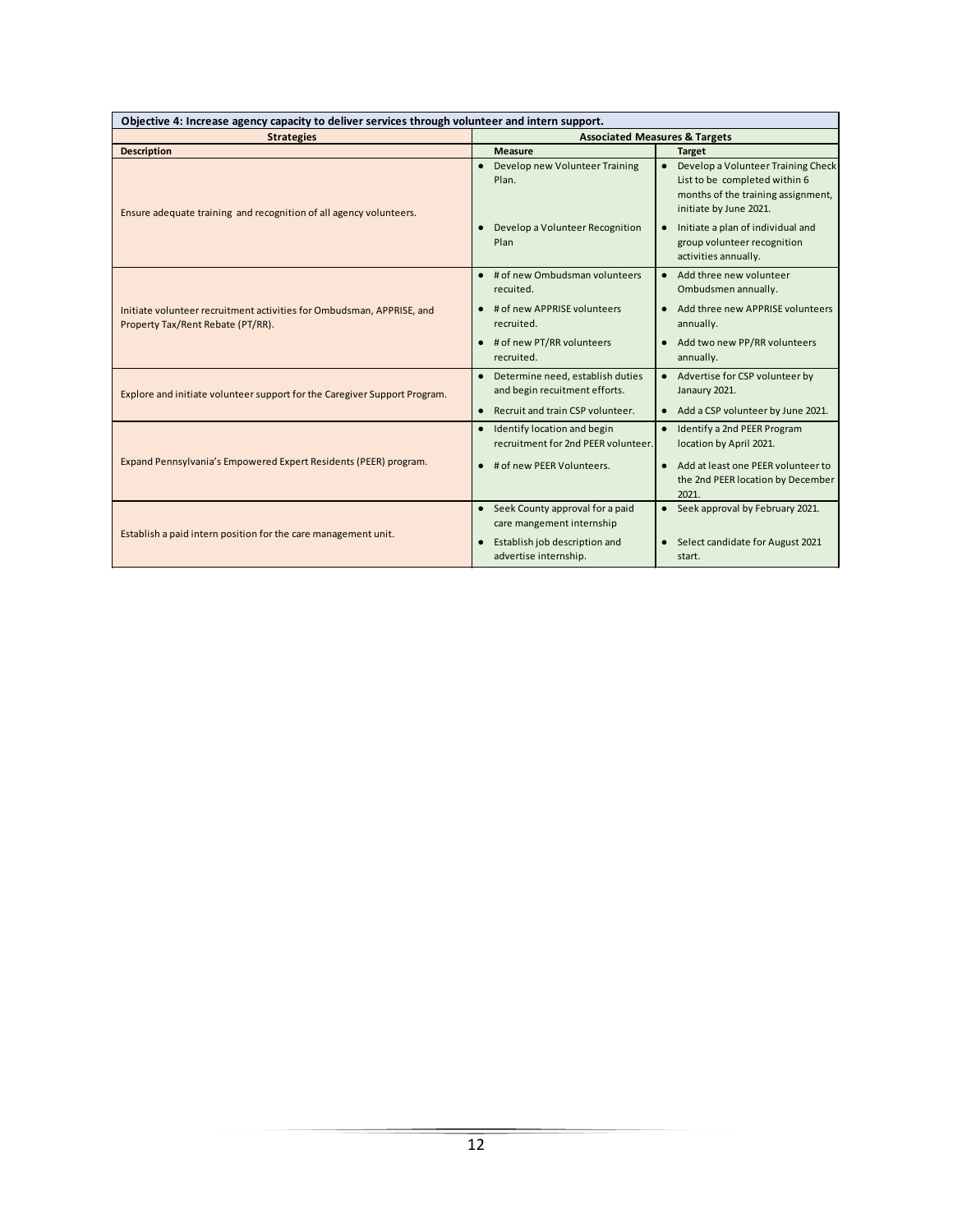| Objective 4: Increase agency capacity to deliver services through volunteer and intern support. | | |
|---|---|---|
| **Strategies** | **Associated Measures & Targets** | |
| **Description** | **Measure** | **Target** |
| Ensure adequate training and recognition of all agency volunteers. | • Develop new Volunteer Training Plan.<br>• Develop a Volunteer Recognition Plan | • Develop a Volunteer Training Check List to be completed within 6 months of the training assignment, initiate by June 2021.<br>• Initiate a plan of individual and group volunteer recognition activities annually. |
| Initiate volunteer recruitment activities for Ombudsman, APPRISE, and Property Tax/Rent Rebate (PT/RR). | • # of new Ombudsman volunteers recuited.<br>• # of new APPRISE volunteers recruited.<br>• # of new PT/RR volunteers recruited. | • Add three new volunteer Ombudsmen annually.<br>• Add three new APPRISE volunteers annually.<br>• Add two new PP/RR volunteers annually. |
| Explore and initiate volunteer support for the Caregiver Support Program. | • Determine need, establish duties and begin recuitment efforts.<br>• Recruit and train CSP volunteer. | • Advertise for CSP volunteer by Janaury 2021.<br>• Add a CSP volunteer by June 2021. |
| Expand Pennsylvania's Empowered Expert Residents (PEER) program. | • Identify location and begin recruitment for 2nd PEER volunteer.<br>• # of new PEER Volunteers. | • Identify a 2nd PEER Program location by April 2021.<br>• Add at least one PEER volunteer to the 2nd PEER location by December 2021. |
| Establish a paid intern position for the care management unit. | • Seek County approval for a paid care mangement internship<br>• Establish job description and advertise internship. | • Seek approval by February 2021.<br>• Select candidate for August 2021 start. |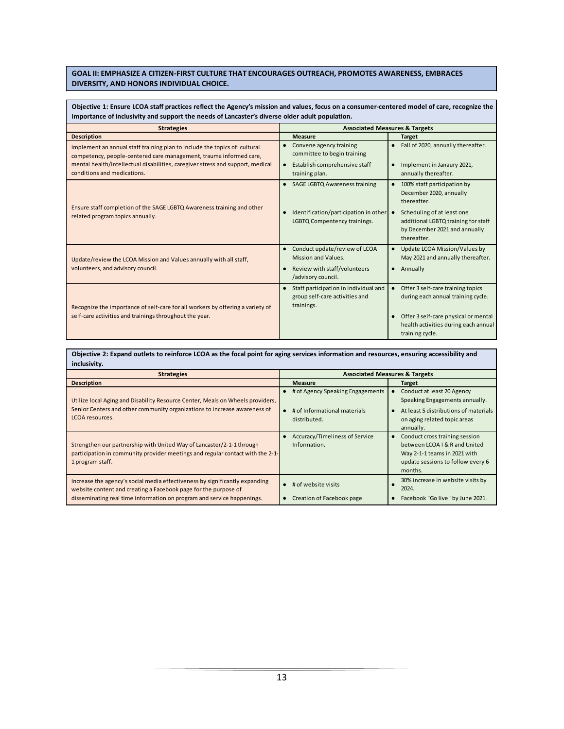## GOAL II: EMPHASIZE A CITIZEN-FIRST CULTURE THAT ENCOURAGES OUTREACH, PROMOTES AWARENESS, EMBRACES DIVERSITY, AND HONORS INDIVIDUAL CHOICE.

**Objective 1: Ensure LCOA staff practices reflect the Agency's mission and values, focus on a consumer-centered model of care, recognize the importance of inclusivity and support the needs of Lancaster's diverse older adult population.**

| Strategies | Associated Measures & Targets | |
|---|---|---|
| **Description** | **Measure** | **Target** |
| Implement an annual staff training plan to include the topics of: cultural competency, people-centered care management, trauma informed care, mental health/intellectual disabilities, caregiver stress and support, medical conditions and medications. | • Convene agency training committee to begin training<br>• Establish comprehensive staff training plan. | • Fall of 2020, annually thereafter.<br>• Implement in Janaury 2021, annually thereafter. |
| Ensure staff completion of the SAGE LGBTQ Awareness training and other related program topics annually. | • SAGE LGBTQ Awareness training<br>• Identification/participation in other LGBTQ Compentency trainings. | • 100% staff participation by December 2020, annually thereafter.<br>• Scheduling of at least one additional LGBTQ training for staff by December 2021 and annually thereafter. |
| Update/review the LCOA Mission and Values annually with all staff, volunteers, and advisory council. | • Conduct update/review of LCOA Mission and Values.<br>• Review with staff/volunteers /advisory council. | • Update LCOA Mission/Values by May 2021 and annually thereafter.<br>• Annually |
| Recognize the importance of self-care for all workers by offering a variety of self-care activities and trainings throughout the year. | • Staff participation in individual and group self-care activities and trainings. | • Offer 3 self-care training topics during each annual training cycle.<br>• Offer 3 self-care physical or mental health activities during each annual training cycle. |

**Objective 2: Expand outlets to reinforce LCOA as the focal point for aging services information and resources, ensuring accessibility and inclusivity.**

| Strategies | Associated Measures & Targets | |
|---|---|---|
| **Description** | **Measure** | **Target** |
| Utilize local Aging and Disability Resource Center, Meals on Wheels providers, Senior Centers and other community organizations to increase awareness of LCOA resources. | • # of Agency Speaking Engagements<br>• # of Informational materials distributed. | • Conduct at least 20 Agency Speaking Engagements annually.<br>• At least 5 distributions of materials on aging related topic areas annually. |
| Strengthen our partnership with United Way of Lancaster/2-1-1 through participation in community provider meetings and regular contact with the 2-1-1 program staff. | • Accuracy/Timeliness of Service Information. | • Conduct cross training session between LCOA I & R and United Way 2-1-1 teams in 2021 with update sessions to follow every 6 months. |
| Increase the agency's social media effectiveness by significantly expanding website content and creating a Facebook page for the purpose of disseminating real time information on program and service happenings. | • # of website visits<br>• Creation of Facebook page | • 30% increase in website visits by 2024.<br>• Facebook "Go live" by June 2021. |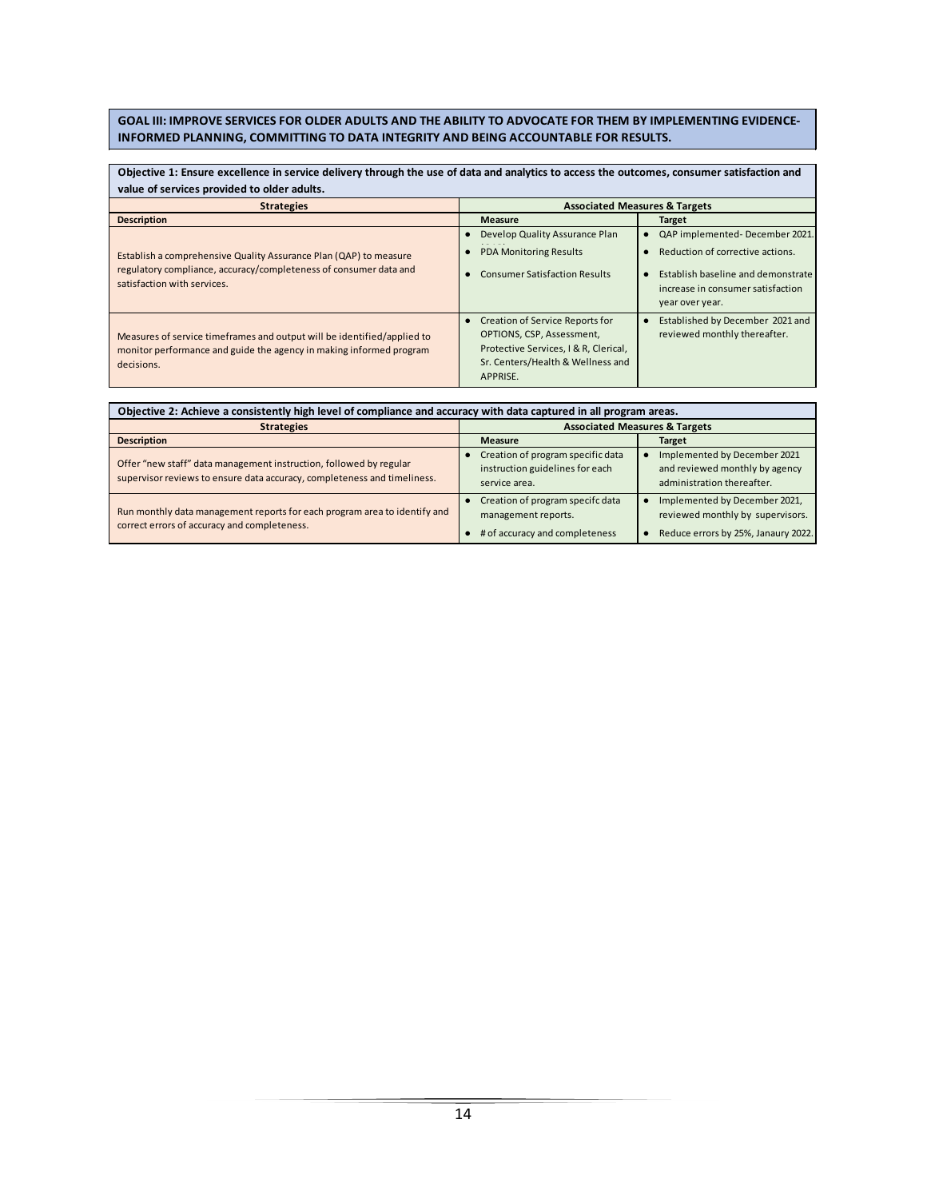## GOAL III: IMPROVE SERVICES FOR OLDER ADULTS AND THE ABILITY TO ADVOCATE FOR THEM BY IMPLEMENTING EVIDENCE-INFORMED PLANNING, COMMITTING TO DATA INTEGRITY AND BEING ACCOUNTABLE FOR RESULTS.

**Objective 1: Ensure excellence in service delivery through the use of data and analytics to access the outcomes, consumer satisfaction and value of services provided to older adults.**

| Strategies | Associated Measures & Targets | |
|---|---|---|
| **Description** | **Measure** | **Target** |
| Establish a comprehensive Quality Assurance Plan (QAP) to measure regulatory compliance, accuracy/completeness of consumer data and satisfaction with services. | • Develop Quality Assurance Plan<br>• PDA Monitoring Results<br>• Consumer Satisfaction Results | • QAP implemented- December 2021.<br>• Reduction of corrective actions.<br>• Establish baseline and demonstrate increase in consumer satisfaction year over year. |
| Measures of service timeframes and output will be identified/applied to monitor performance and guide the agency in making informed program decisions. | • Creation of Service Reports for OPTIONS, CSP, Assessment, Protective Services, I & R, Clerical, Sr. Centers/Health & Wellness and APPRISE. | • Established by December 2021 and reviewed monthly thereafter. |

**Objective 2: Achieve a consistently high level of compliance and accuracy with data captured in all program areas.**

| Strategies | Associated Measures & Targets | |
|---|---|---|
| **Description** | **Measure** | **Target** |
| Offer "new staff" data management instruction, followed by regular supervisor reviews to ensure data accuracy, completeness and timeliness. | • Creation of program specific data instruction guidelines for each service area. | • Implemented by December 2021 and reviewed monthly by agency administration thereafter. |
| Run monthly data management reports for each program area to identify and correct errors of accuracy and completeness. | • Creation of program specifc data management reports.<br>• # of accuracy and completeness | • Implemented by December 2021, reviewed monthly by supervisors.<br>• Reduce errors by 25%, Janaury 2022. |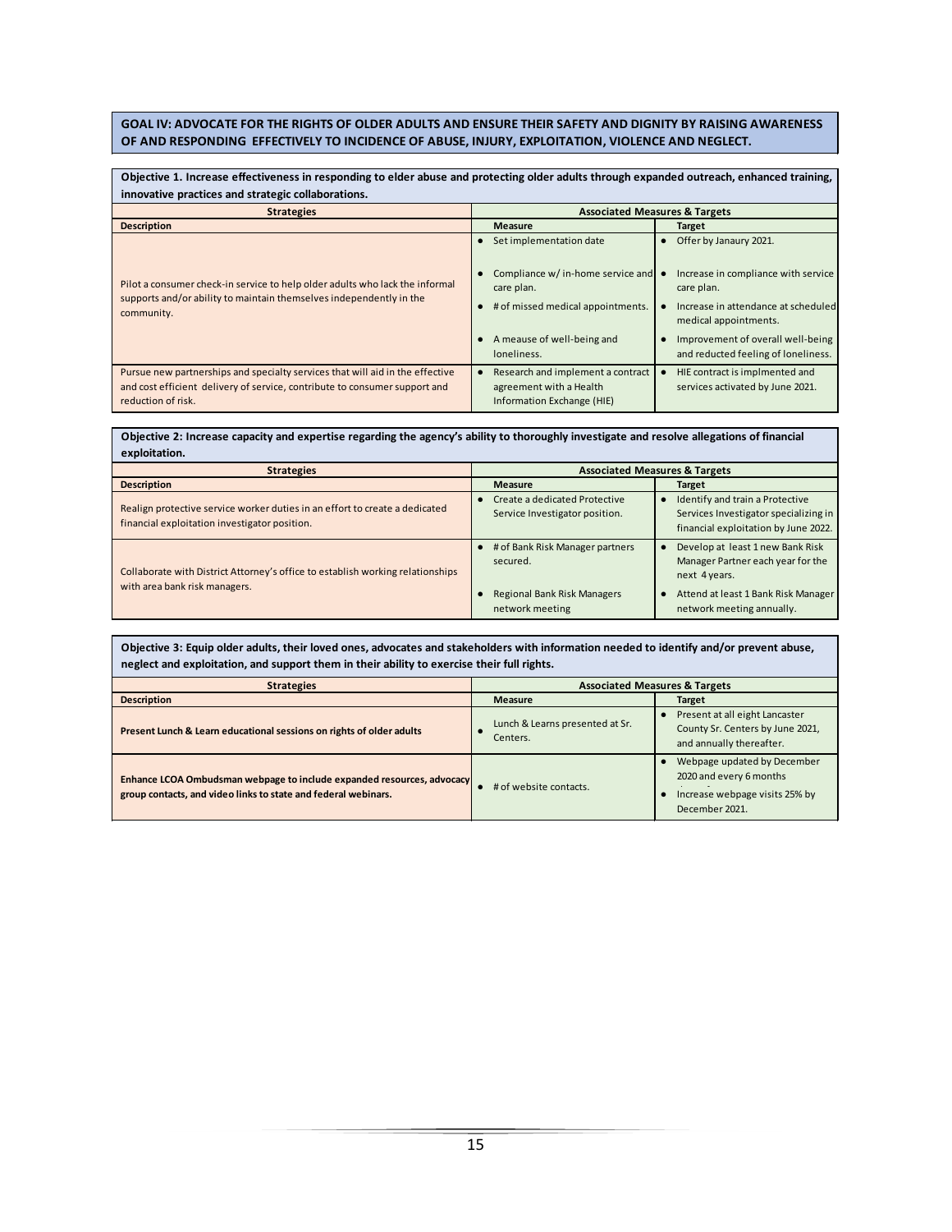## GOAL IV: ADVOCATE FOR THE RIGHTS OF OLDER ADULTS AND ENSURE THEIR SAFETY AND DIGNITY BY RAISING AWARENESS OF AND RESPONDING EFFECTIVELY TO INCIDENCE OF ABUSE, INJURY, EXPLOITATION, VIOLENCE AND NEGLECT.

**Objective 1. Increase effectiveness in responding to elder abuse and protecting older adults through expanded outreach, enhanced training, innovative practices and strategic collaborations.**

| Strategies | Associated Measures & Targets | |
|---|---|---|
| **Description** | **Measure** | **Target** |
| Pilot a consumer check-in service to help older adults who lack the informal supports and/or ability to maintain themselves independently in the community. | • Set implementation date<br>• Compliance w/ in-home service and care plan.<br>• # of missed medical appointments.<br>• A meause of well-being and loneliness. | • Offer by Janaury 2021.<br>• Increase in compliance with service care plan.<br>• Increase in attendance at scheduled medical appointments.<br>• Improvement of overall well-being and reducted feeling of loneliness. |
| Pursue new partnerships and specialty services that will aid in the effective and cost efficient delivery of service, contribute to consumer support and reduction of risk. | • Research and implement a contract agreement with a Health Information Exchange (HIE) | • HIE contract is implmented and services activated by June 2021. |

**Objective 2: Increase capacity and expertise regarding the agency's ability to thoroughly investigate and resolve allegations of financial exploitation.**

| Strategies | Associated Measures & Targets | |
|---|---|---|
| **Description** | **Measure** | **Target** |
| Realign protective service worker duties in an effort to create a dedicated financial exploitation investigator position. | • Create a dedicated Protective Service Investigator position. | • Identify and train a Protective Services Investigator specializing in financial exploitation by June 2022. |
| Collaborate with District Attorney's office to establish working relationships with area bank risk managers. | • # of Bank Risk Manager partners secured.<br>• Regional Bank Risk Managers network meeting | • Develop at least 1 new Bank Risk Manager Partner each year for the next 4 years.<br>• Attend at least 1 Bank Risk Manager network meeting annually. |

**Objective 3: Equip older adults, their loved ones, advocates and stakeholders with information needed to identify and/or prevent abuse, neglect and exploitation, and support them in their ability to exercise their full rights.**

| Strategies | Associated Measures & Targets | |
|---|---|---|
| **Description** | **Measure** | **Target** |
| **Present Lunch & Learn educational sessions on rights of older adults** | • Lunch & Learns presented at Sr. Centers. | • Present at all eight Lancaster County Sr. Centers by June 2021, and annually thereafter. |
| **Enhance LCOA Ombudsman webpage to include expanded resources, advocacy group contacts, and video links to state and federal webinars.** | • # of website contacts. | • Webpage updated by December 2020 and every 6 months<br>• Increase webpage visits 25% by December 2021. |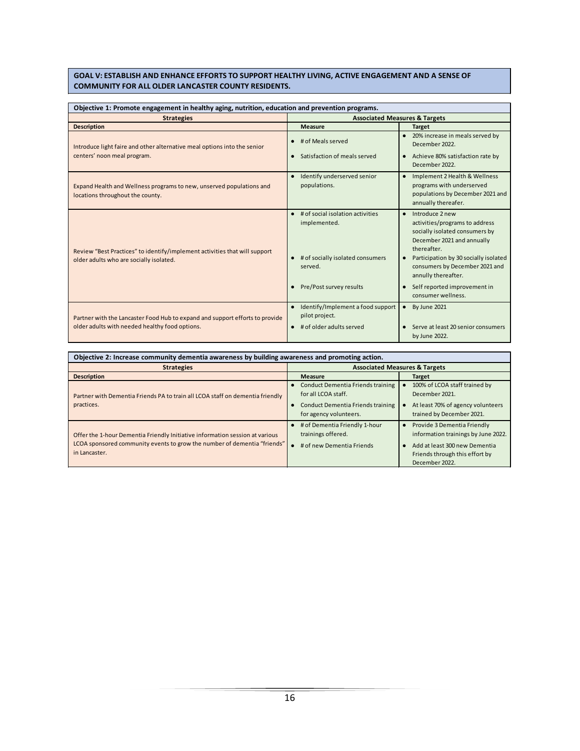**GOAL V: ESTABLISH AND ENHANCE EFFORTS TO SUPPORT HEALTHY LIVING, ACTIVE ENGAGEMENT AND A SENSE OF COMMUNITY FOR ALL OLDER LANCASTER COUNTY RESIDENTS.**

| Objective 1: Promote engagement in healthy aging, nutrition, education and prevention programs. | | |
|---|---|---|
| **Strategies** | **Associated Measures & Targets** | |
| **Description** | **Measure** | **Target** |
| Introduce light faire and other alternative meal options into the senior centers' noon meal program. | • # of Meals served<br>• Satisfaction of meals served | • 20% increase in meals served by December 2022.<br>• Achieve 80% satisfaction rate by December 2022. |
| Expand Health and Wellness programs to new, unserved populations and locations throughout the county. | • Identify underserved senior populations. | • Implement 2 Health & Wellness programs with underserved populations by December 2021 and annually thereafer. |
| Review "Best Practices" to identify/implement activities that will support older adults who are socially isolated. | • # of social isolation activities implemented.<br>• # of socially isolated consumers served.<br>• Pre/Post survey results | • Introduce 2 new activities/programs to address socially isolated consumers by December 2021 and annually thereafter.<br>• Participation by 30 socially isolated consumers by December 2021 and annully thereafter.<br>• Self reported improvement in consumer wellness. |
| Partner with the Lancaster Food Hub to expand and support efforts to provide older adults with needed healthy food options. | • Identify/Implement a food support pilot project.<br>• # of older adults served | • By June 2021<br>• Serve at least 20 senior consumers by June 2022. |

| Objective 2: Increase community dementia awareness by building awareness and promoting action. | | |
|---|---|---|
| **Strategies** | **Associated Measures & Targets** | |
| **Description** | **Measure** | **Target** |
| Partner with Dementia Friends PA to train all LCOA staff on dementia friendly practices. | • Conduct Dementia Friends training for all LCOA staff.<br>• Conduct Dementia Friends training for agency volunteers. | • 100% of LCOA staff trained by December 2021.<br>• At least 70% of agency volunteers trained by December 2021. |
| Offer the 1-hour Dementia Friendly Initiative information session at various LCOA sponsored community events to grow the number of dementia "friends" in Lancaster. | • # of Dementia Friendly 1-hour trainings offered.<br>• # of new Dementia Friends | • Provide 3 Dementia Friendly information trainings by June 2022.<br>• Add at least 300 new Dementia Friends through this effort by December 2022. |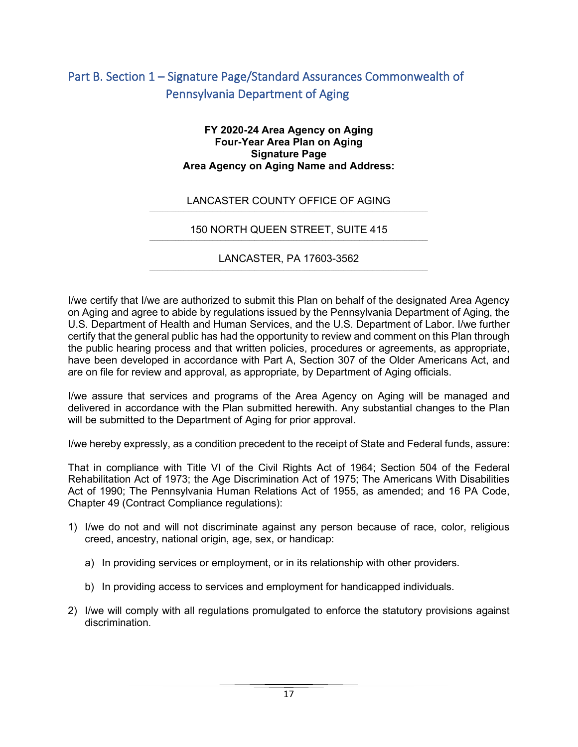## Part B. Section 1 – Signature Page/Standard Assurances Commonwealth of Pennsylvania Department of Aging

**FY 2020-24 Area Agency on Aging**
**Four-Year Area Plan on Aging**
**Signature Page**
**Area Agency on Aging Name and Address:**

LANCASTER COUNTY OFFICE OF AGING

150 NORTH QUEEN STREET, SUITE 415

LANCASTER, PA 17603-3562

I/we certify that I/we are authorized to submit this Plan on behalf of the designated Area Agency on Aging and agree to abide by regulations issued by the Pennsylvania Department of Aging, the U.S. Department of Health and Human Services, and the U.S. Department of Labor. I/we further certify that the general public has had the opportunity to review and comment on this Plan through the public hearing process and that written policies, procedures or agreements, as appropriate, have been developed in accordance with Part A, Section 307 of the Older Americans Act, and are on file for review and approval, as appropriate, by Department of Aging officials.

I/we assure that services and programs of the Area Agency on Aging will be managed and delivered in accordance with the Plan submitted herewith. Any substantial changes to the Plan will be submitted to the Department of Aging for prior approval.

I/we hereby expressly, as a condition precedent to the receipt of State and Federal funds, assure:

That in compliance with Title VI of the Civil Rights Act of 1964; Section 504 of the Federal Rehabilitation Act of 1973; the Age Discrimination Act of 1975; The Americans With Disabilities Act of 1990; The Pennsylvania Human Relations Act of 1955, as amended; and 16 PA Code, Chapter 49 (Contract Compliance regulations):

1) I/we do not and will not discriminate against any person because of race, color, religious creed, ancestry, national origin, age, sex, or handicap:

    a) In providing services or employment, or in its relationship with other providers.

    b) In providing access to services and employment for handicapped individuals.

2) I/we will comply with all regulations promulgated to enforce the statutory provisions against discrimination.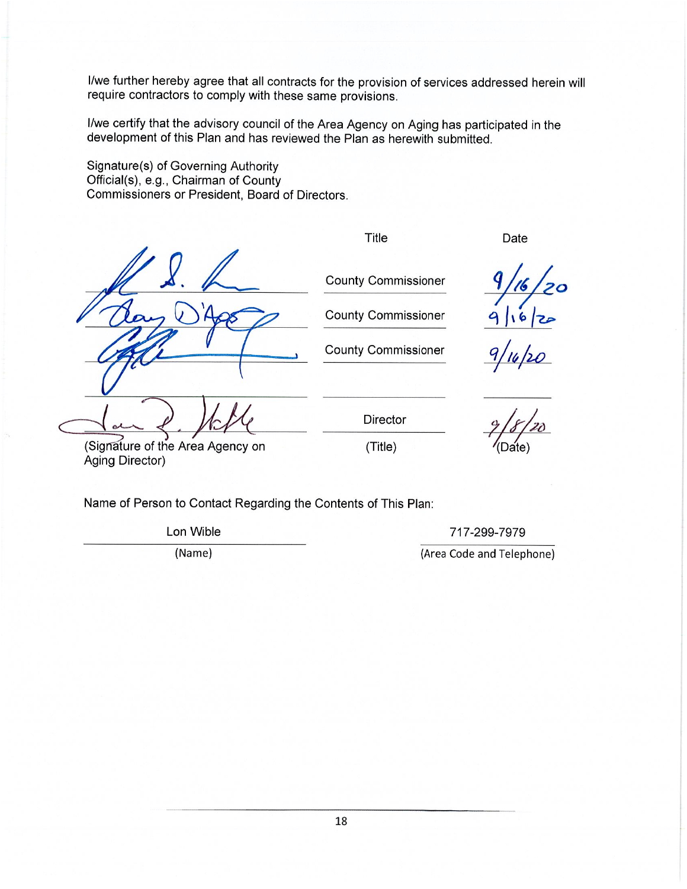I/we further hereby agree that all contracts for the provision of services addressed herein will require contractors to comply with these same provisions.

I/we certify that the advisory council of the Area Agency on Aging has participated in the development of this Plan and has reviewed the Plan as herewith submitted.

Signature(s) of Governing Authority Official(s), e.g., Chairman of County Commissioners or President, Board of Directors.

| Signature | Title | Date |
|---|---|---|
| [signature] | County Commissioner | 9/16/20 |
| [signature] | County Commissioner | 9/16/20 |
| [signature] | County Commissioner | 9/16/20 |
| | | |
| [signature] (Signature of the Area Agency on Aging Director) | Director (Title) | 9/8/20 (Date) |

Name of Person to Contact Regarding the Contents of This Plan:

| | |
|---|---|
| Lon Wible | 717-299-7979 |
| (Name) | (Area Code and Telephone) |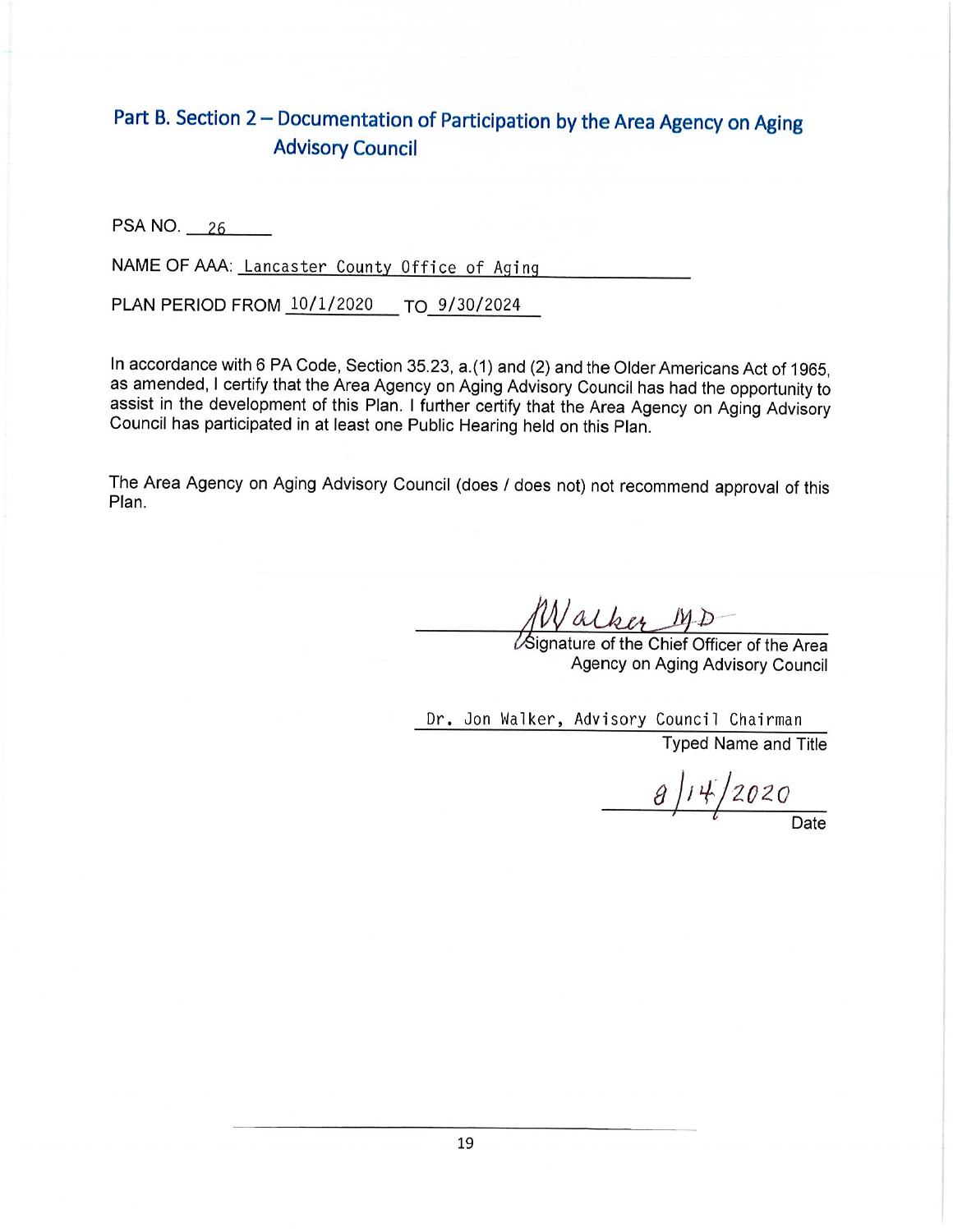## Part B. Section 2 – Documentation of Participation by the Area Agency on Aging Advisory Council

PSA NO. 26

NAME OF AAA: Lancaster County Office of Aging

PLAN PERIOD FROM 10/1/2020 TO 9/30/2024

In accordance with 6 PA Code, Section 35.23, a.(1) and (2) and the Older Americans Act of 1965, as amended, I certify that the Area Agency on Aging Advisory Council has had the opportunity to assist in the development of this Plan. I further certify that the Area Agency on Aging Advisory Council has participated in at least one Public Hearing held on this Plan.

The Area Agency on Aging Advisory Council (does / does not) not recommend approval of this Plan.

JWalker MD

Signature of the Chief Officer of the Area Agency on Aging Advisory Council

Dr. Jon Walker, Advisory Council Chairman

Typed Name and Title

8/14/2020

Date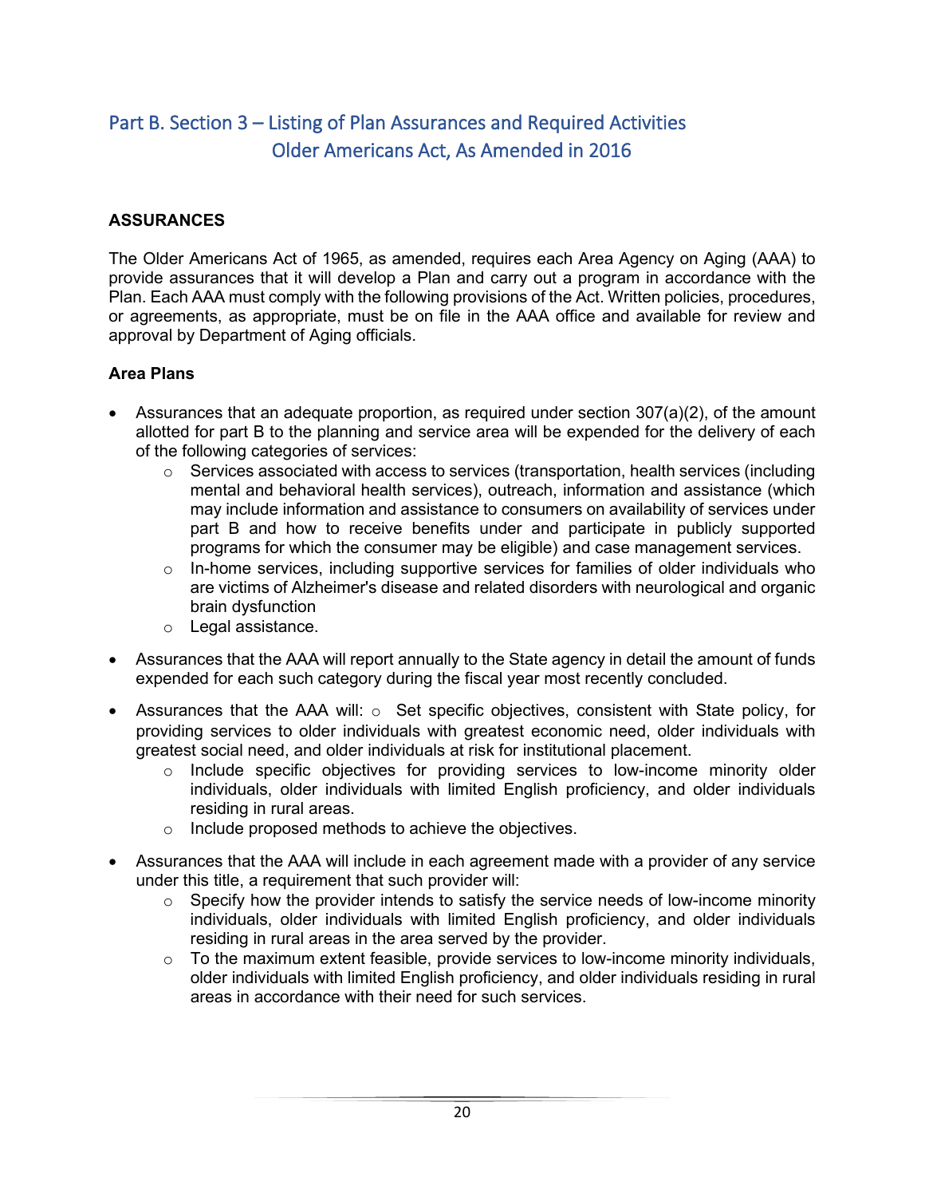## Part B. Section 3 – Listing of Plan Assurances and Required Activities Older Americans Act, As Amended in 2016

**ASSURANCES**

The Older Americans Act of 1965, as amended, requires each Area Agency on Aging (AAA) to provide assurances that it will develop a Plan and carry out a program in accordance with the Plan. Each AAA must comply with the following provisions of the Act. Written policies, procedures, or agreements, as appropriate, must be on file in the AAA office and available for review and approval by Department of Aging officials.

**Area Plans**

- Assurances that an adequate proportion, as required under section 307(a)(2), of the amount allotted for part B to the planning and service area will be expended for the delivery of each of the following categories of services:
  - Services associated with access to services (transportation, health services (including mental and behavioral health services), outreach, information and assistance (which may include information and assistance to consumers on availability of services under part B and how to receive benefits under and participate in publicly supported programs for which the consumer may be eligible) and case management services.
  - In-home services, including supportive services for families of older individuals who are victims of Alzheimer's disease and related disorders with neurological and organic brain dysfunction
  - Legal assistance.
- Assurances that the AAA will report annually to the State agency in detail the amount of funds expended for each such category during the fiscal year most recently concluded.
- Assurances that the AAA will: ○ Set specific objectives, consistent with State policy, for providing services to older individuals with greatest economic need, older individuals with greatest social need, and older individuals at risk for institutional placement.
  - Include specific objectives for providing services to low-income minority older individuals, older individuals with limited English proficiency, and older individuals residing in rural areas.
  - Include proposed methods to achieve the objectives.
- Assurances that the AAA will include in each agreement made with a provider of any service under this title, a requirement that such provider will:
  - Specify how the provider intends to satisfy the service needs of low-income minority individuals, older individuals with limited English proficiency, and older individuals residing in rural areas in the area served by the provider.
  - To the maximum extent feasible, provide services to low-income minority individuals, older individuals with limited English proficiency, and older individuals residing in rural areas in accordance with their need for such services.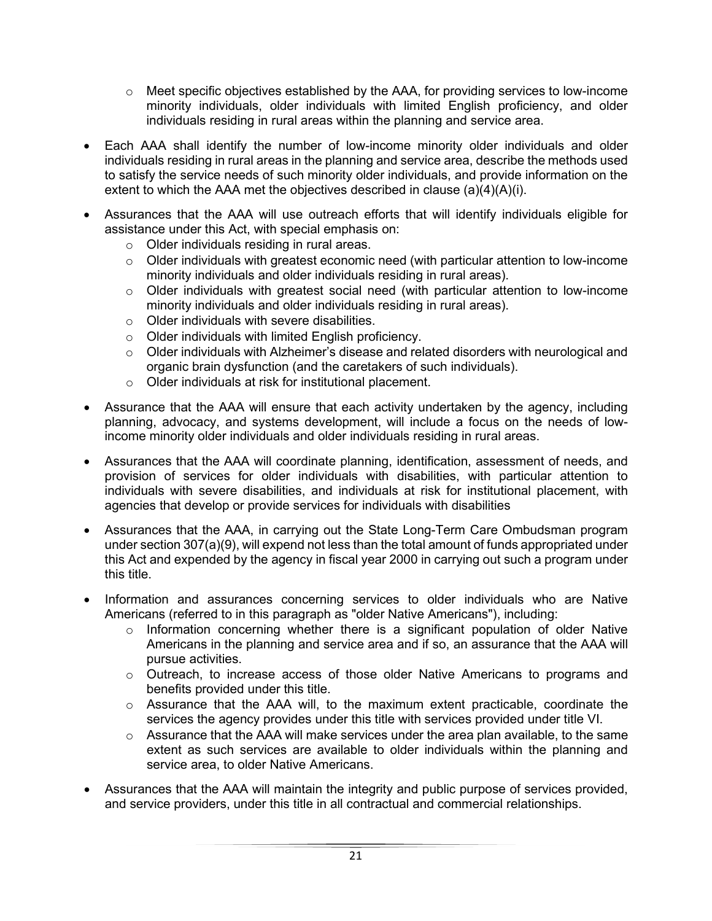- Meet specific objectives established by the AAA, for providing services to low-income minority individuals, older individuals with limited English proficiency, and older individuals residing in rural areas within the planning and service area.

- Each AAA shall identify the number of low-income minority older individuals and older individuals residing in rural areas in the planning and service area, describe the methods used to satisfy the service needs of such minority older individuals, and provide information on the extent to which the AAA met the objectives described in clause (a)(4)(A)(i).

- Assurances that the AAA will use outreach efforts that will identify individuals eligible for assistance under this Act, with special emphasis on:
  - Older individuals residing in rural areas.
  - Older individuals with greatest economic need (with particular attention to low-income minority individuals and older individuals residing in rural areas).
  - Older individuals with greatest social need (with particular attention to low-income minority individuals and older individuals residing in rural areas).
  - Older individuals with severe disabilities.
  - Older individuals with limited English proficiency.
  - Older individuals with Alzheimer's disease and related disorders with neurological and organic brain dysfunction (and the caretakers of such individuals).
  - Older individuals at risk for institutional placement.

- Assurance that the AAA will ensure that each activity undertaken by the agency, including planning, advocacy, and systems development, will include a focus on the needs of low-income minority older individuals and older individuals residing in rural areas.

- Assurances that the AAA will coordinate planning, identification, assessment of needs, and provision of services for older individuals with disabilities, with particular attention to individuals with severe disabilities, and individuals at risk for institutional placement, with agencies that develop or provide services for individuals with disabilities

- Assurances that the AAA, in carrying out the State Long-Term Care Ombudsman program under section 307(a)(9), will expend not less than the total amount of funds appropriated under this Act and expended by the agency in fiscal year 2000 in carrying out such a program under this title.

- Information and assurances concerning services to older individuals who are Native Americans (referred to in this paragraph as "older Native Americans"), including:
  - Information concerning whether there is a significant population of older Native Americans in the planning and service area and if so, an assurance that the AAA will pursue activities.
  - Outreach, to increase access of those older Native Americans to programs and benefits provided under this title.
  - Assurance that the AAA will, to the maximum extent practicable, coordinate the services the agency provides under this title with services provided under title VI.
  - Assurance that the AAA will make services under the area plan available, to the same extent as such services are available to older individuals within the planning and service area, to older Native Americans.

- Assurances that the AAA will maintain the integrity and public purpose of services provided, and service providers, under this title in all contractual and commercial relationships.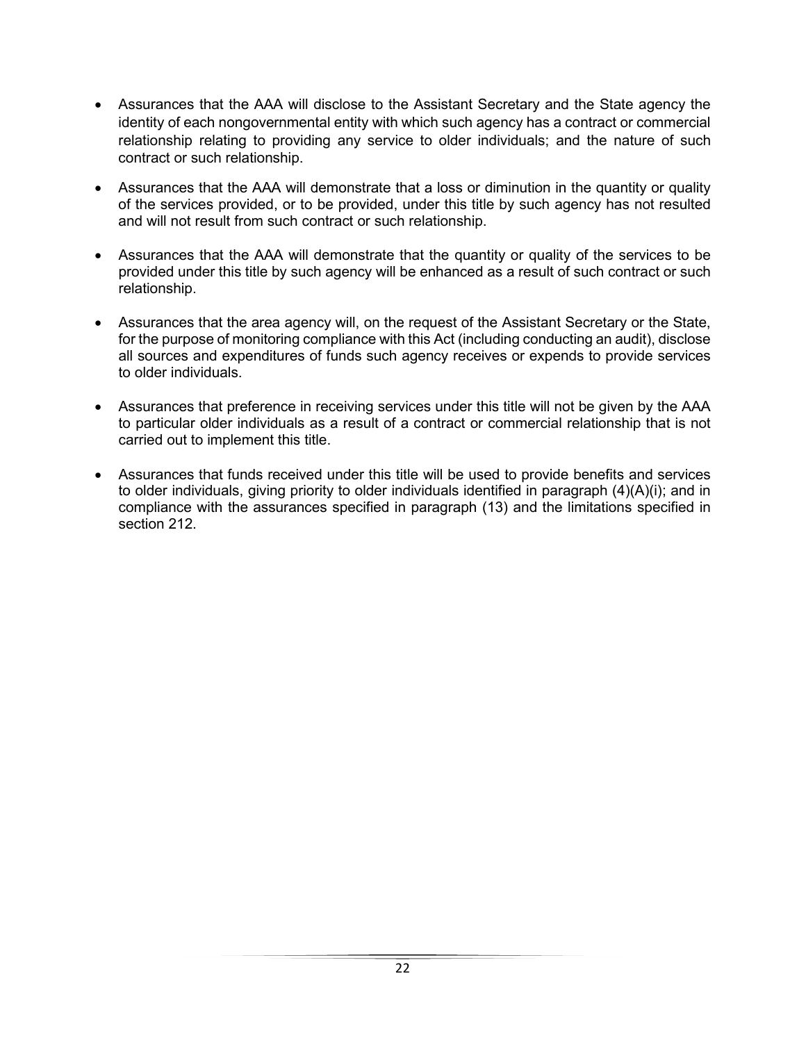- Assurances that the AAA will disclose to the Assistant Secretary and the State agency the identity of each nongovernmental entity with which such agency has a contract or commercial relationship relating to providing any service to older individuals; and the nature of such contract or such relationship.

- Assurances that the AAA will demonstrate that a loss or diminution in the quantity or quality of the services provided, or to be provided, under this title by such agency has not resulted and will not result from such contract or such relationship.

- Assurances that the AAA will demonstrate that the quantity or quality of the services to be provided under this title by such agency will be enhanced as a result of such contract or such relationship.

- Assurances that the area agency will, on the request of the Assistant Secretary or the State, for the purpose of monitoring compliance with this Act (including conducting an audit), disclose all sources and expenditures of funds such agency receives or expends to provide services to older individuals.

- Assurances that preference in receiving services under this title will not be given by the AAA to particular older individuals as a result of a contract or commercial relationship that is not carried out to implement this title.

- Assurances that funds received under this title will be used to provide benefits and services to older individuals, giving priority to older individuals identified in paragraph (4)(A)(i); and in compliance with the assurances specified in paragraph (13) and the limitations specified in section 212.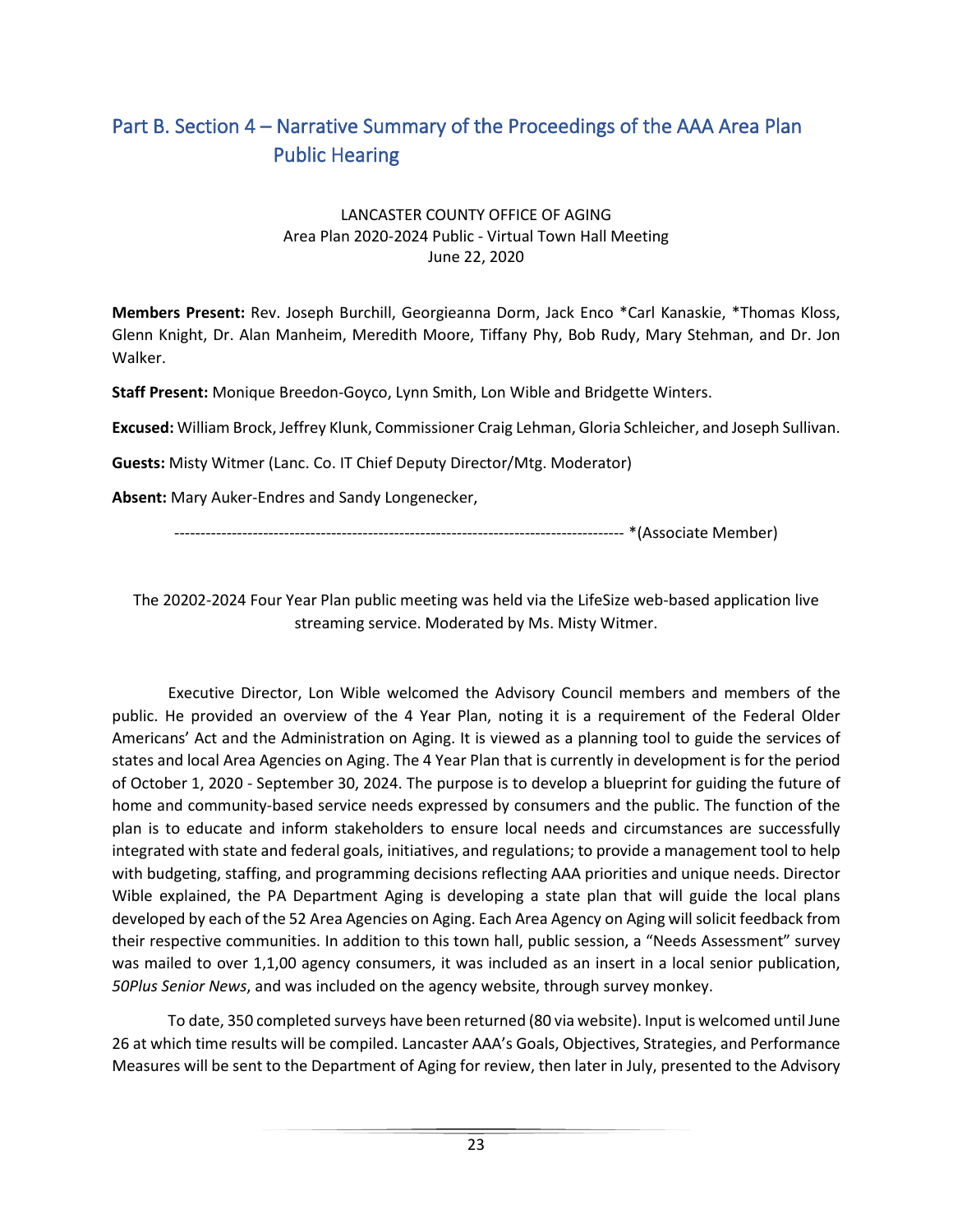## Part B. Section 4 – Narrative Summary of the Proceedings of the AAA Area Plan Public Hearing

LANCASTER COUNTY OFFICE OF AGING
Area Plan 2020-2024 Public - Virtual Town Hall Meeting
June 22, 2020

**Members Present:** Rev. Joseph Burchill, Georgieanna Dorm, Jack Enco *Carl Kanaskie, *Thomas Kloss, Glenn Knight, Dr. Alan Manheim, Meredith Moore, Tiffany Phy, Bob Rudy, Mary Stehman, and Dr. Jon Walker.

**Staff Present:** Monique Breedon-Goyco, Lynn Smith, Lon Wible and Bridgette Winters.

**Excused:** William Brock, Jeffrey Klunk, Commissioner Craig Lehman, Gloria Schleicher, and Joseph Sullivan.

**Guests:** Misty Witmer (Lanc. Co. IT Chief Deputy Director/Mtg. Moderator)

**Absent:** Mary Auker-Endres and Sandy Longenecker,

-------------------------------------------------------------------------------------- *(Associate Member)

The 20202-2024 Four Year Plan public meeting was held via the LifeSize web-based application live streaming service. Moderated by Ms. Misty Witmer.

Executive Director, Lon Wible welcomed the Advisory Council members and members of the public. He provided an overview of the 4 Year Plan, noting it is a requirement of the Federal Older Americans' Act and the Administration on Aging. It is viewed as a planning tool to guide the services of states and local Area Agencies on Aging. The 4 Year Plan that is currently in development is for the period of October 1, 2020 - September 30, 2024. The purpose is to develop a blueprint for guiding the future of home and community-based service needs expressed by consumers and the public. The function of the plan is to educate and inform stakeholders to ensure local needs and circumstances are successfully integrated with state and federal goals, initiatives, and regulations; to provide a management tool to help with budgeting, staffing, and programming decisions reflecting AAA priorities and unique needs. Director Wible explained, the PA Department Aging is developing a state plan that will guide the local plans developed by each of the 52 Area Agencies on Aging. Each Area Agency on Aging will solicit feedback from their respective communities. In addition to this town hall, public session, a "Needs Assessment" survey was mailed to over 1,1,00 agency consumers, it was included as an insert in a local senior publication, *50Plus Senior News*, and was included on the agency website, through survey monkey.

To date, 350 completed surveys have been returned (80 via website). Input is welcomed until June 26 at which time results will be compiled. Lancaster AAA's Goals, Objectives, Strategies, and Performance Measures will be sent to the Department of Aging for review, then later in July, presented to the Advisory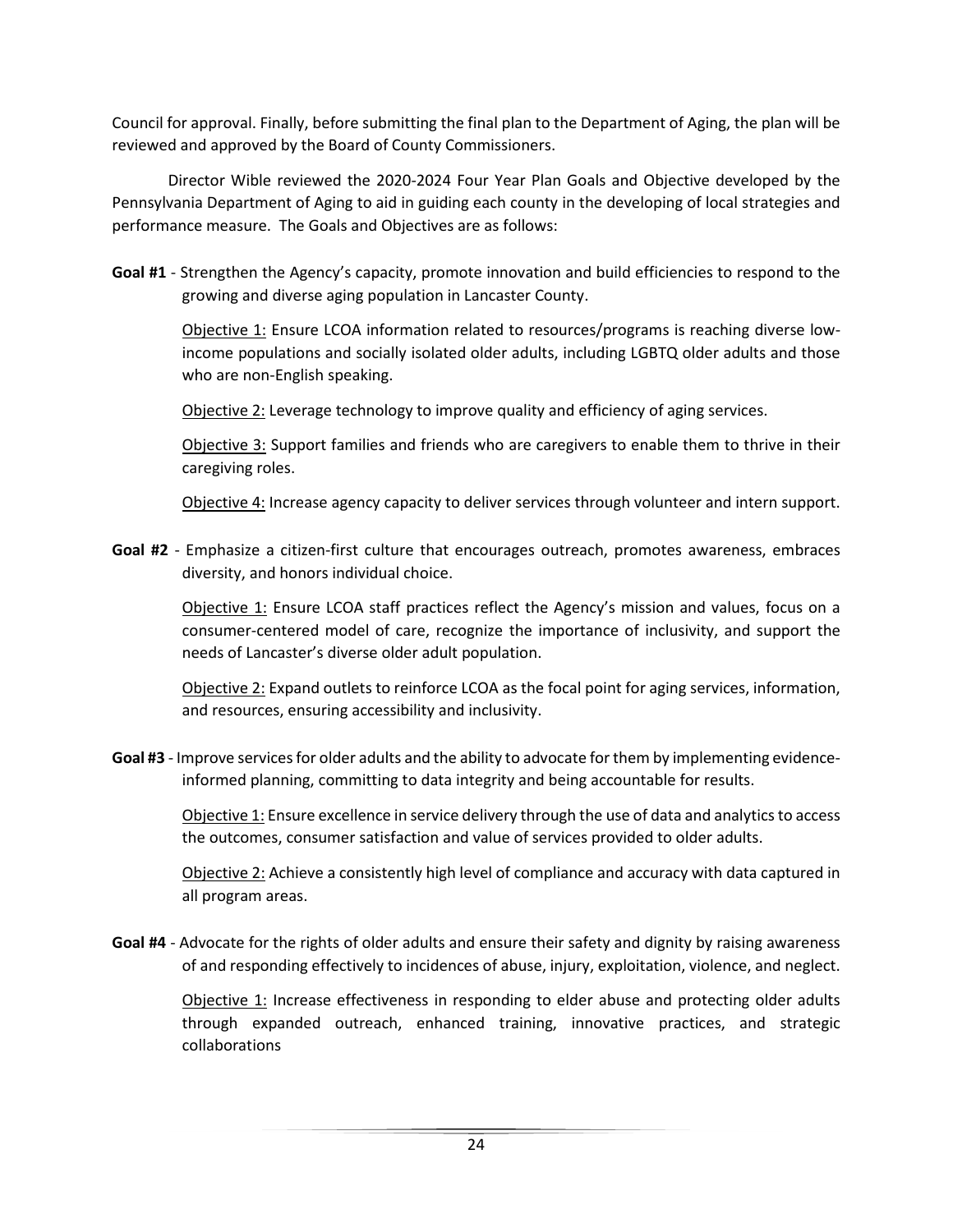Council for approval. Finally, before submitting the final plan to the Department of Aging, the plan will be reviewed and approved by the Board of County Commissioners.

Director Wible reviewed the 2020-2024 Four Year Plan Goals and Objective developed by the Pennsylvania Department of Aging to aid in guiding each county in the developing of local strategies and performance measure. The Goals and Objectives are as follows:

**Goal #1** - Strengthen the Agency's capacity, promote innovation and build efficiencies to respond to the growing and diverse aging population in Lancaster County.

Objective 1: Ensure LCOA information related to resources/programs is reaching diverse low-income populations and socially isolated older adults, including LGBTQ older adults and those who are non-English speaking.

Objective 2: Leverage technology to improve quality and efficiency of aging services.

Objective 3: Support families and friends who are caregivers to enable them to thrive in their caregiving roles.

Objective 4: Increase agency capacity to deliver services through volunteer and intern support.

**Goal #2** - Emphasize a citizen-first culture that encourages outreach, promotes awareness, embraces diversity, and honors individual choice.

Objective 1: Ensure LCOA staff practices reflect the Agency's mission and values, focus on a consumer-centered model of care, recognize the importance of inclusivity, and support the needs of Lancaster's diverse older adult population.

Objective 2: Expand outlets to reinforce LCOA as the focal point for aging services, information, and resources, ensuring accessibility and inclusivity.

**Goal #3** - Improve services for older adults and the ability to advocate for them by implementing evidence-informed planning, committing to data integrity and being accountable for results.

Objective 1: Ensure excellence in service delivery through the use of data and analytics to access the outcomes, consumer satisfaction and value of services provided to older adults.

Objective 2: Achieve a consistently high level of compliance and accuracy with data captured in all program areas.

**Goal #4** - Advocate for the rights of older adults and ensure their safety and dignity by raising awareness of and responding effectively to incidences of abuse, injury, exploitation, violence, and neglect.

Objective 1: Increase effectiveness in responding to elder abuse and protecting older adults through expanded outreach, enhanced training, innovative practices, and strategic collaborations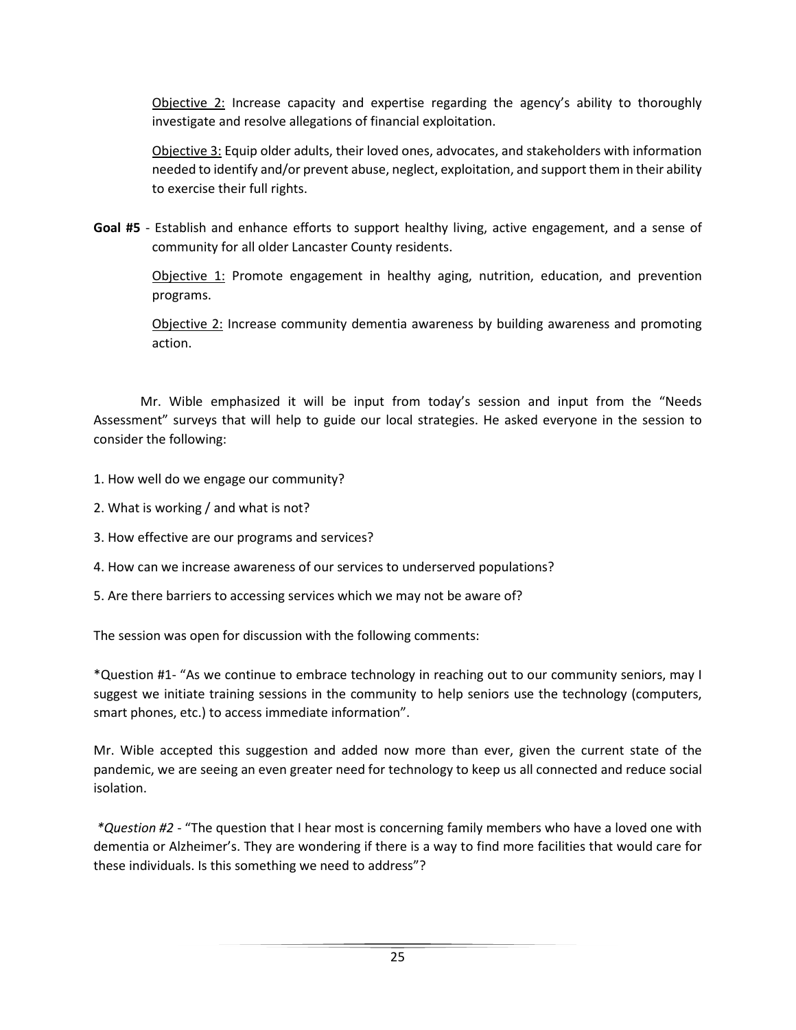Objective 2: Increase capacity and expertise regarding the agency's ability to thoroughly investigate and resolve allegations of financial exploitation.

Objective 3: Equip older adults, their loved ones, advocates, and stakeholders with information needed to identify and/or prevent abuse, neglect, exploitation, and support them in their ability to exercise their full rights.

**Goal #5** - Establish and enhance efforts to support healthy living, active engagement, and a sense of community for all older Lancaster County residents.

Objective 1: Promote engagement in healthy aging, nutrition, education, and prevention programs.

Objective 2: Increase community dementia awareness by building awareness and promoting action.

Mr. Wible emphasized it will be input from today's session and input from the "Needs Assessment" surveys that will help to guide our local strategies. He asked everyone in the session to consider the following:

1. How well do we engage our community?
2. What is working / and what is not?
3. How effective are our programs and services?
4. How can we increase awareness of our services to underserved populations?
5. Are there barriers to accessing services which we may not be aware of?

The session was open for discussion with the following comments:

*Question #1- "As we continue to embrace technology in reaching out to our community seniors, may I suggest we initiate training sessions in the community to help seniors use the technology (computers, smart phones, etc.) to access immediate information".

Mr. Wible accepted this suggestion and added now more than ever, given the current state of the pandemic, we are seeing an even greater need for technology to keep us all connected and reduce social isolation.

*\*Question #2* - "The question that I hear most is concerning family members who have a loved one with dementia or Alzheimer's. They are wondering if there is a way to find more facilities that would care for these individuals. Is this something we need to address"?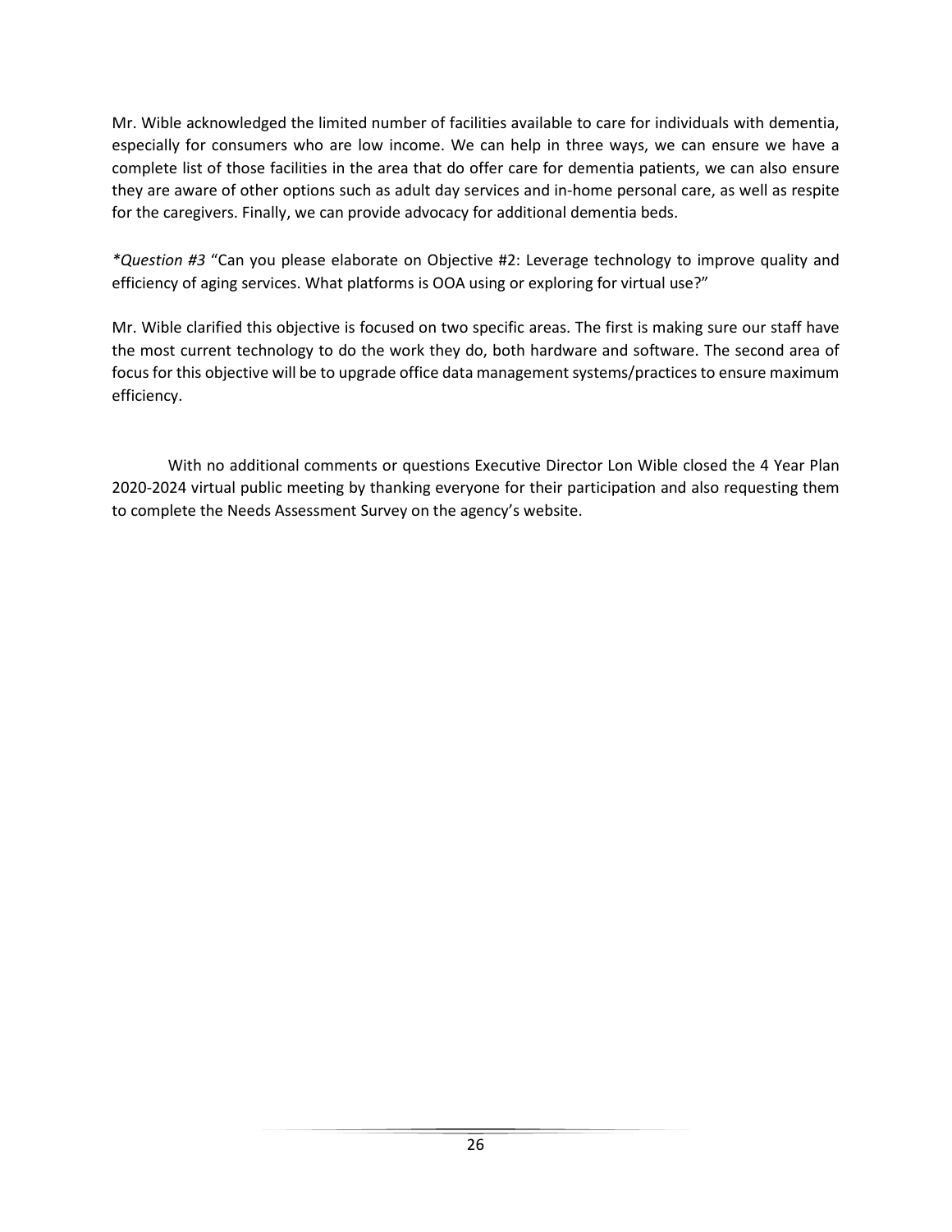Mr. Wible acknowledged the limited number of facilities available to care for individuals with dementia, especially for consumers who are low income. We can help in three ways, we can ensure we have a complete list of those facilities in the area that do offer care for dementia patients, we can also ensure they are aware of other options such as adult day services and in-home personal care, as well as respite for the caregivers. Finally, we can provide advocacy for additional dementia beds.

**Question #3* "Can you please elaborate on Objective #2: Leverage technology to improve quality and efficiency of aging services. What platforms is OOA using or exploring for virtual use?"

Mr. Wible clarified this objective is focused on two specific areas. The first is making sure our staff have the most current technology to do the work they do, both hardware and software. The second area of focus for this objective will be to upgrade office data management systems/practices to ensure maximum efficiency.

With no additional comments or questions Executive Director Lon Wible closed the 4 Year Plan 2020-2024 virtual public meeting by thanking everyone for their participation and also requesting them to complete the Needs Assessment Survey on the agency's website.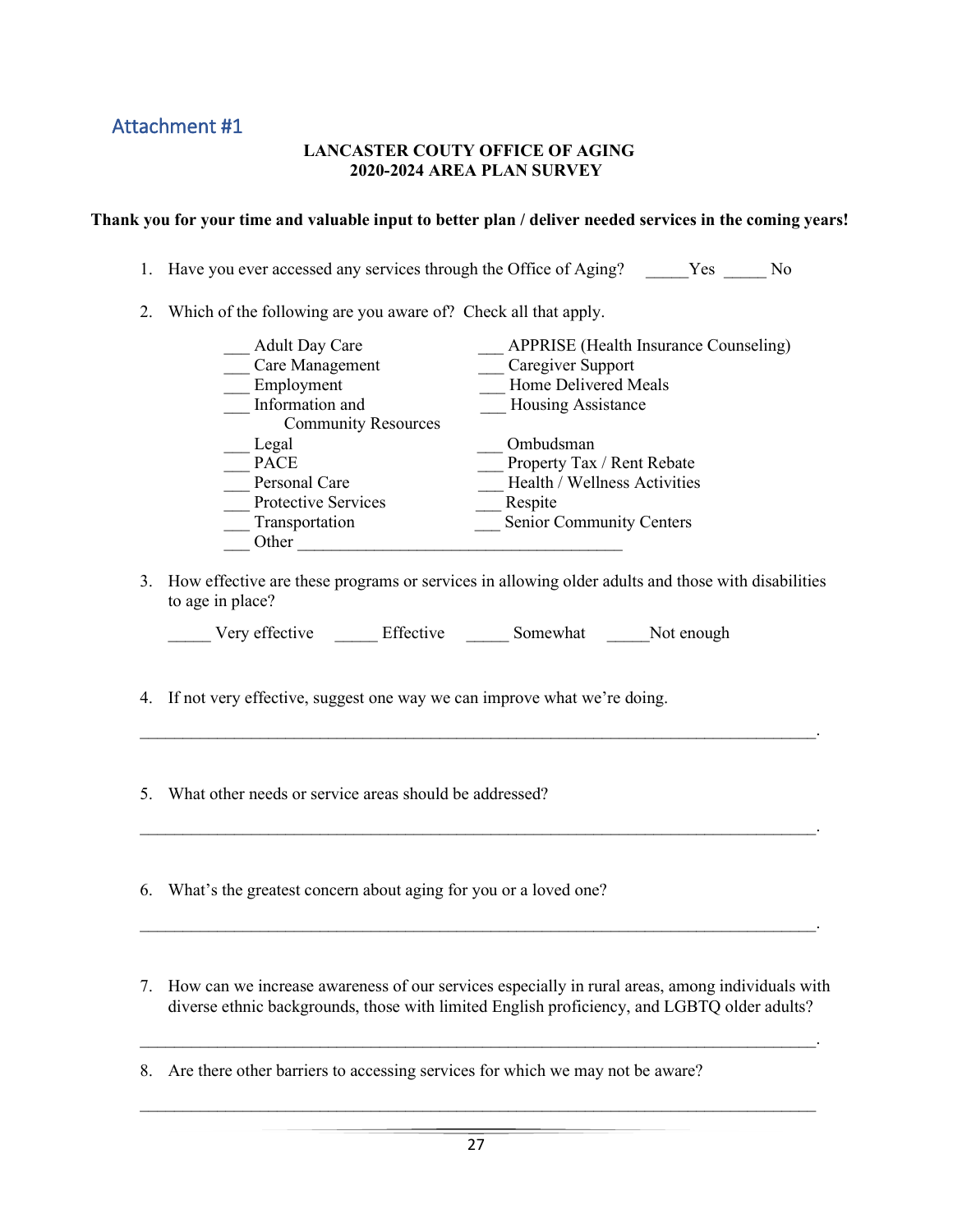## Attachment #1

**LANCASTER COUTY OFFICE OF AGING**
**2020-2024 AREA PLAN SURVEY**

**Thank you for your time and valuable input to better plan / deliver needed services in the coming years!**

1. Have you ever accessed any services through the Office of Aging? _____Yes _____ No

2. Which of the following are you aware of? Check all that apply.

   ___ Adult Day Care
   ___ Care Management
   ___ Employment
   ___ Information and Community Resources
   ___ Legal
   ___ PACE
   ___ Personal Care
   ___ Protective Services
   ___ Transportation
   ___ Other _______________________________________
   ___ APPRISE (Health Insurance Counseling)
   ___ Caregiver Support
   ___ Home Delivered Meals
   ___ Housing Assistance
   ___ Ombudsman
   ___ Property Tax / Rent Rebate
   ___ Health / Wellness Activities
   ___ Respite
   ___ Senior Community Centers

3. How effective are these programs or services in allowing older adults and those with disabilities to age in place?

   _____ Very effective _____ Effective _____ Somewhat _____Not enough

4. If not very effective, suggest one way we can improve what we're doing.

   _______________________________________________________________________________.

5. What other needs or service areas should be addressed?

   _______________________________________________________________________________.

6. What's the greatest concern about aging for you or a loved one?

   _______________________________________________________________________________.

7. How can we increase awareness of our services especially in rural areas, among individuals with diverse ethnic backgrounds, those with limited English proficiency, and LGBTQ older adults?

   _______________________________________________________________________________.

8. Are there other barriers to accessing services for which we may not be aware?

   _______________________________________________________________________________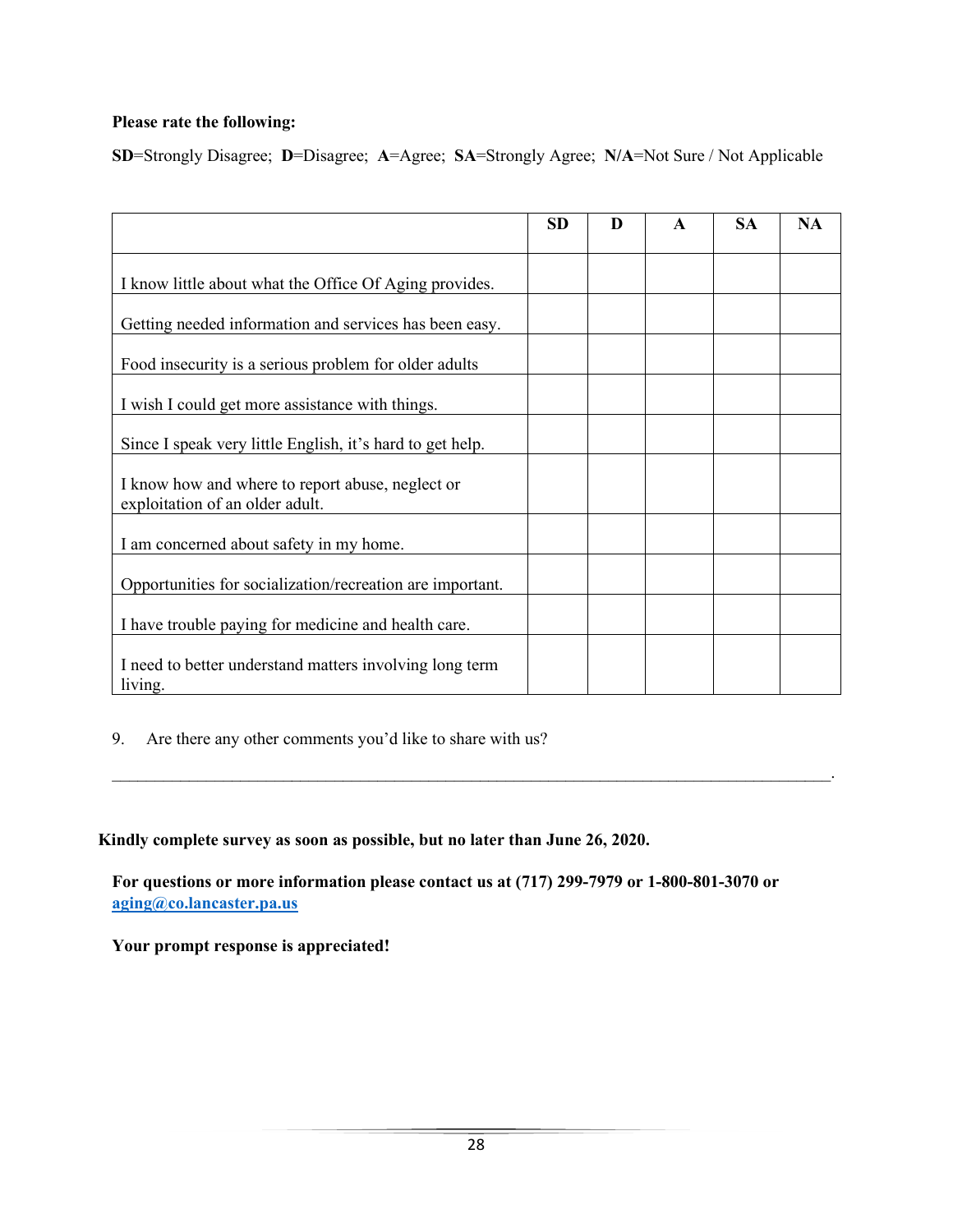**Please rate the following:**

**SD**=Strongly Disagree; **D**=Disagree; **A**=Agree; **SA**=Strongly Agree; **N/A**=Not Sure / Not Applicable

| | SD | D | A | SA | NA |
|---|---|---|---|---|---|
| I know little about what the Office Of Aging provides. | | | | | |
| Getting needed information and services has been easy. | | | | | |
| Food insecurity is a serious problem for older adults | | | | | |
| I wish I could get more assistance with things. | | | | | |
| Since I speak very little English, it's hard to get help. | | | | | |
| I know how and where to report abuse, neglect or exploitation of an older adult. | | | | | |
| I am concerned about safety in my home. | | | | | |
| Opportunities for socialization/recreation are important. | | | | | |
| I have trouble paying for medicine and health care. | | | | | |
| I need to better understand matters involving long term living. | | | | | |

9. Are there any other comments you'd like to share with us?

________________________________________________________________________________.

**Kindly complete survey as soon as possible, but no later than June 26, 2020.**

**For questions or more information please contact us at (717) 299-7979 or 1-800-801-3070 or aging@co.lancaster.pa.us**

**Your prompt response is appreciated!**